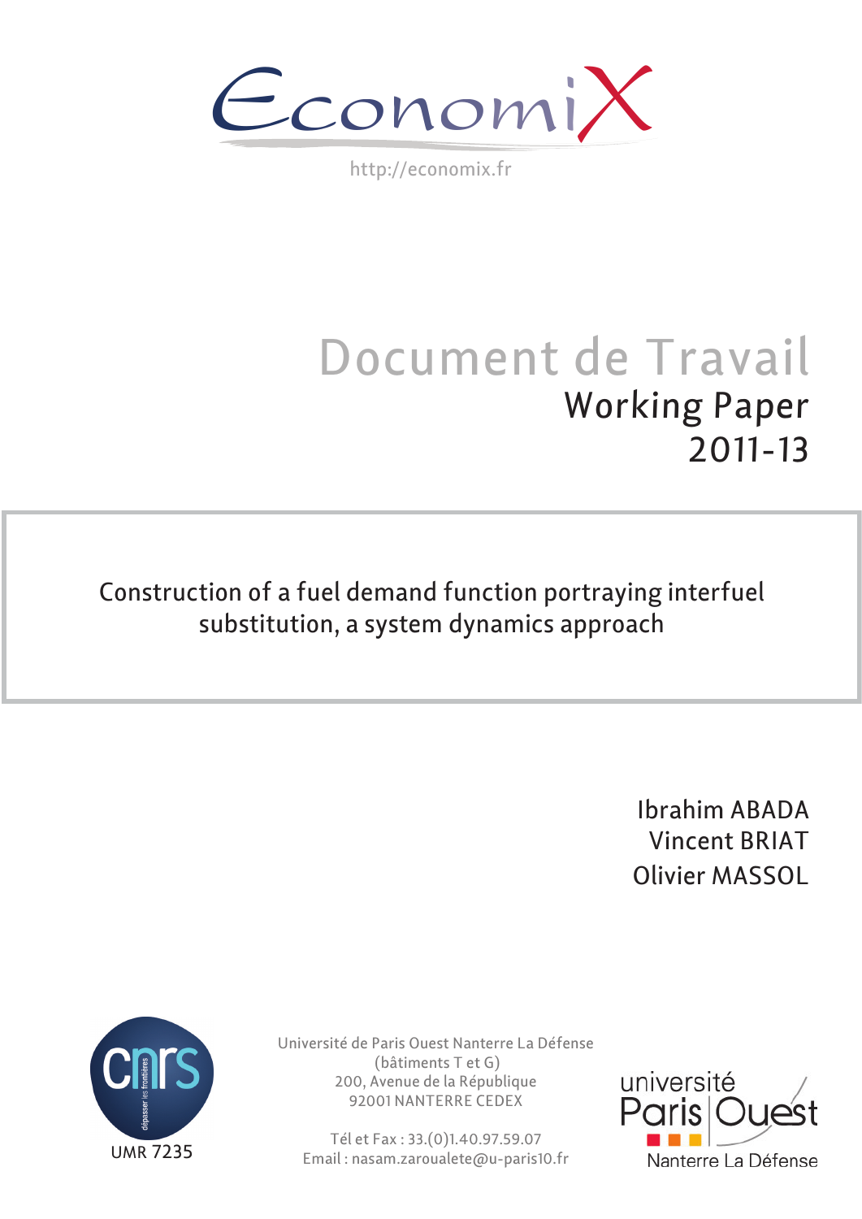EconomiX

http://economix.fr

# Document de Travail

## Working Paper

## 2011-13

**Construction of a fuel demand function portraying interfuel substitution, a system dynamics approach**

Ibrahim ABADA
Vincent BRIAT
Olivier MASSOL

UMR 7235

Université de Paris Ouest Nanterre La Défense
(bâtiments T et G)
200, Avenue de la République
92001 NANTERRE CEDEX

Tél et Fax : 33.(0)1.40.97.59.07
Email : nasam.zaroualete@u-paris10.fr

université Paris Ouest Nanterre La Défense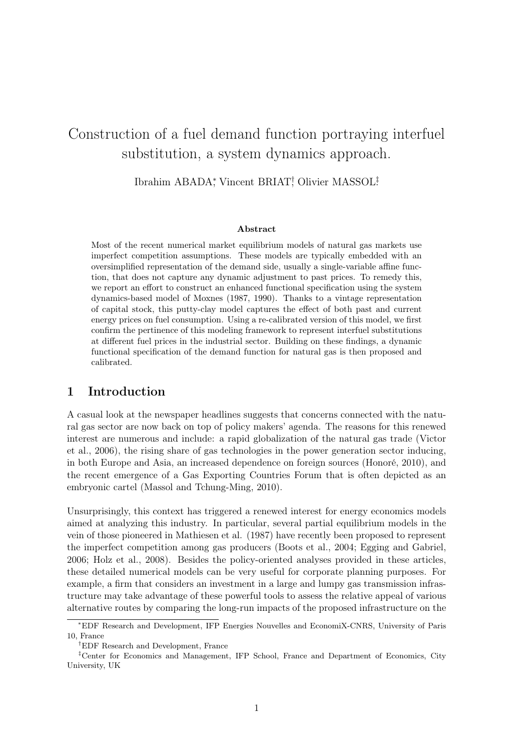# Construction of a fuel demand function portraying interfuel substitution, a system dynamics approach.

Ibrahim ABADA[*], Vincent BRIAT[†], Olivier MASSOL[‡]

**Abstract**

Most of the recent numerical market equilibrium models of natural gas markets use imperfect competition assumptions. These models are typically embedded with an oversimplified representation of the demand side, usually a single-variable affine function, that does not capture any dynamic adjustment to past prices. To remedy this, we report an effort to construct an enhanced functional specification using the system dynamics-based model of Moxnes (1987, 1990). Thanks to a vintage representation of capital stock, this putty-clay model captures the effect of both past and current energy prices on fuel consumption. Using a re-calibrated version of this model, we first confirm the pertinence of this modeling framework to represent interfuel substitutions at different fuel prices in the industrial sector. Building on these findings, a dynamic functional specification of the demand function for natural gas is then proposed and calibrated.

## 1 Introduction

A casual look at the newspaper headlines suggests that concerns connected with the natural gas sector are now back on top of policy makers' agenda. The reasons for this renewed interest are numerous and include: a rapid globalization of the natural gas trade (Victor et al., 2006), the rising share of gas technologies in the power generation sector inducing, in both Europe and Asia, an increased dependence on foreign sources (Honoré, 2010), and the recent emergence of a Gas Exporting Countries Forum that is often depicted as an embryonic cartel (Massol and Tchung-Ming, 2010).

Unsurprisingly, this context has triggered a renewed interest for energy economics models aimed at analyzing this industry. In particular, several partial equilibrium models in the vein of those pioneered in Mathiesen et al. (1987) have recently been proposed to represent the imperfect competition among gas producers (Boots et al., 2004; Egging and Gabriel, 2006; Holz et al., 2008). Besides the policy-oriented analyses provided in these articles, these detailed numerical models can be very useful for corporate planning purposes. For example, a firm that considers an investment in a large and lumpy gas transmission infrastructure may take advantage of these powerful tools to assess the relative appeal of various alternative routes by comparing the long-run impacts of the proposed infrastructure on the

[*] EDF Research and Development, IFP Energies Nouvelles and EconomiX-CNRS, University of Paris 10, France

[†] EDF Research and Development, France

[‡] Center for Economics and Management, IFP School, France and Department of Economics, City University, UK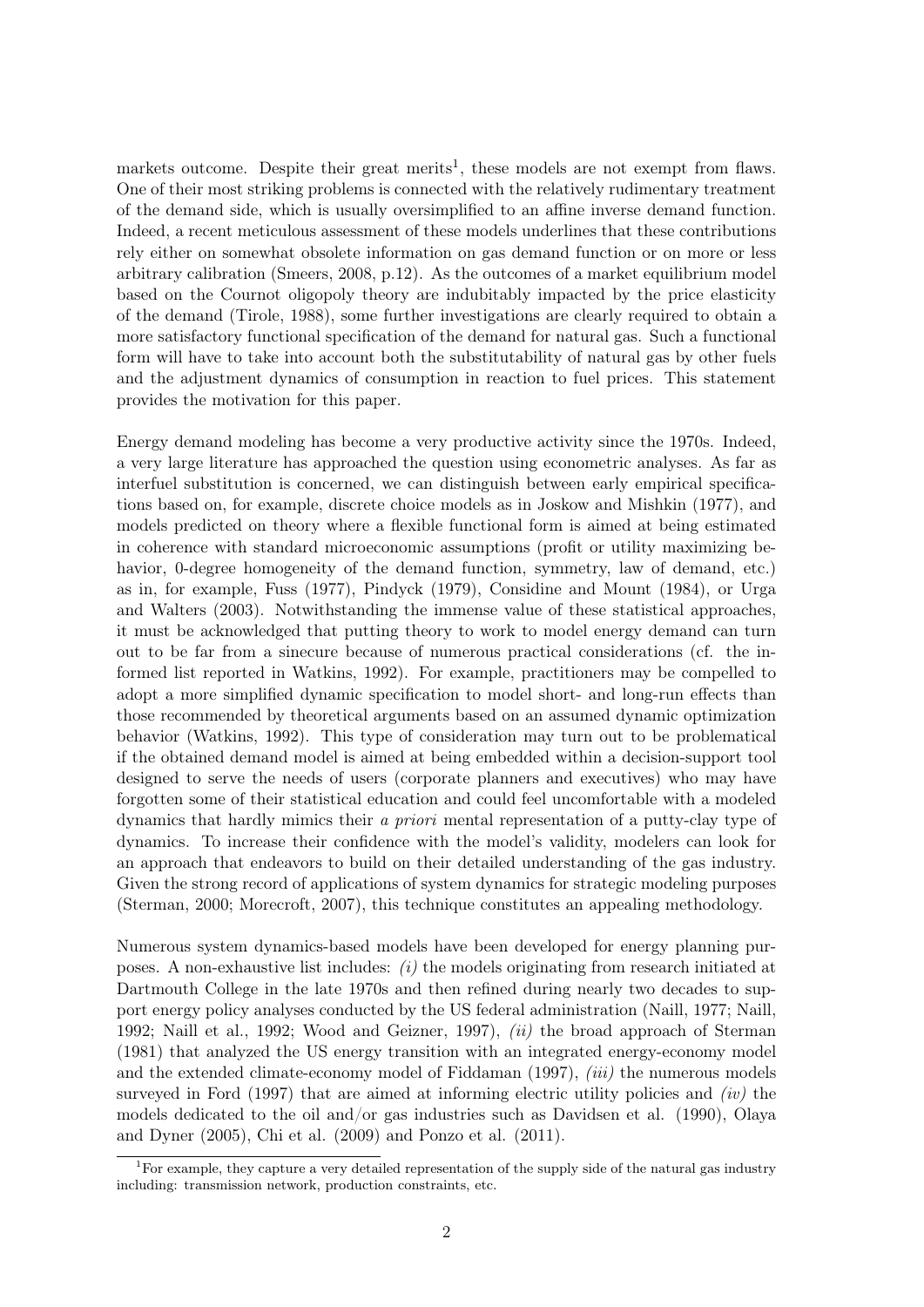markets outcome. Despite their great merits[1], these models are not exempt from flaws. One of their most striking problems is connected with the relatively rudimentary treatment of the demand side, which is usually oversimplified to an affine inverse demand function. Indeed, a recent meticulous assessment of these models underlines that these contributions rely either on somewhat obsolete information on gas demand function or on more or less arbitrary calibration (Smeers, 2008, p.12). As the outcomes of a market equilibrium model based on the Cournot oligopoly theory are indubitably impacted by the price elasticity of the demand (Tirole, 1988), some further investigations are clearly required to obtain a more satisfactory functional specification of the demand for natural gas. Such a functional form will have to take into account both the substitutability of natural gas by other fuels and the adjustment dynamics of consumption in reaction to fuel prices. This statement provides the motivation for this paper.

Energy demand modeling has become a very productive activity since the 1970s. Indeed, a very large literature has approached the question using econometric analyses. As far as interfuel substitution is concerned, we can distinguish between early empirical specifications based on, for example, discrete choice models as in Joskow and Mishkin (1977), and models predicted on theory where a flexible functional form is aimed at being estimated in coherence with standard microeconomic assumptions (profit or utility maximizing behavior, 0-degree homogeneity of the demand function, symmetry, law of demand, etc.) as in, for example, Fuss (1977), Pindyck (1979), Considine and Mount (1984), or Urga and Walters (2003). Notwithstanding the immense value of these statistical approaches, it must be acknowledged that putting theory to work to model energy demand can turn out to be far from a sinecure because of numerous practical considerations (cf. the informed list reported in Watkins, 1992). For example, practitioners may be compelled to adopt a more simplified dynamic specification to model short- and long-run effects than those recommended by theoretical arguments based on an assumed dynamic optimization behavior (Watkins, 1992). This type of consideration may turn out to be problematical if the obtained demand model is aimed at being embedded within a decision-support tool designed to serve the needs of users (corporate planners and executives) who may have forgotten some of their statistical education and could feel uncomfortable with a modeled dynamics that hardly mimics their *a priori* mental representation of a putty-clay type of dynamics. To increase their confidence with the model's validity, modelers can look for an approach that endeavors to build on their detailed understanding of the gas industry. Given the strong record of applications of system dynamics for strategic modeling purposes (Sterman, 2000; Morecroft, 2007), this technique constitutes an appealing methodology.

Numerous system dynamics-based models have been developed for energy planning purposes. A non-exhaustive list includes: *(i)* the models originating from research initiated at Dartmouth College in the late 1970s and then refined during nearly two decades to support energy policy analyses conducted by the US federal administration (Naill, 1977; Naill, 1992; Naill et al., 1992; Wood and Geizner, 1997), *(ii)* the broad approach of Sterman (1981) that analyzed the US energy transition with an integrated energy-economy model and the extended climate-economy model of Fiddaman (1997), *(iii)* the numerous models surveyed in Ford (1997) that are aimed at informing electric utility policies and *(iv)* the models dedicated to the oil and/or gas industries such as Davidsen et al. (1990), Olaya and Dyner (2005), Chi et al. (2009) and Ponzo et al. (2011).

[1] For example, they capture a very detailed representation of the supply side of the natural gas industry including: transmission network, production constraints, etc.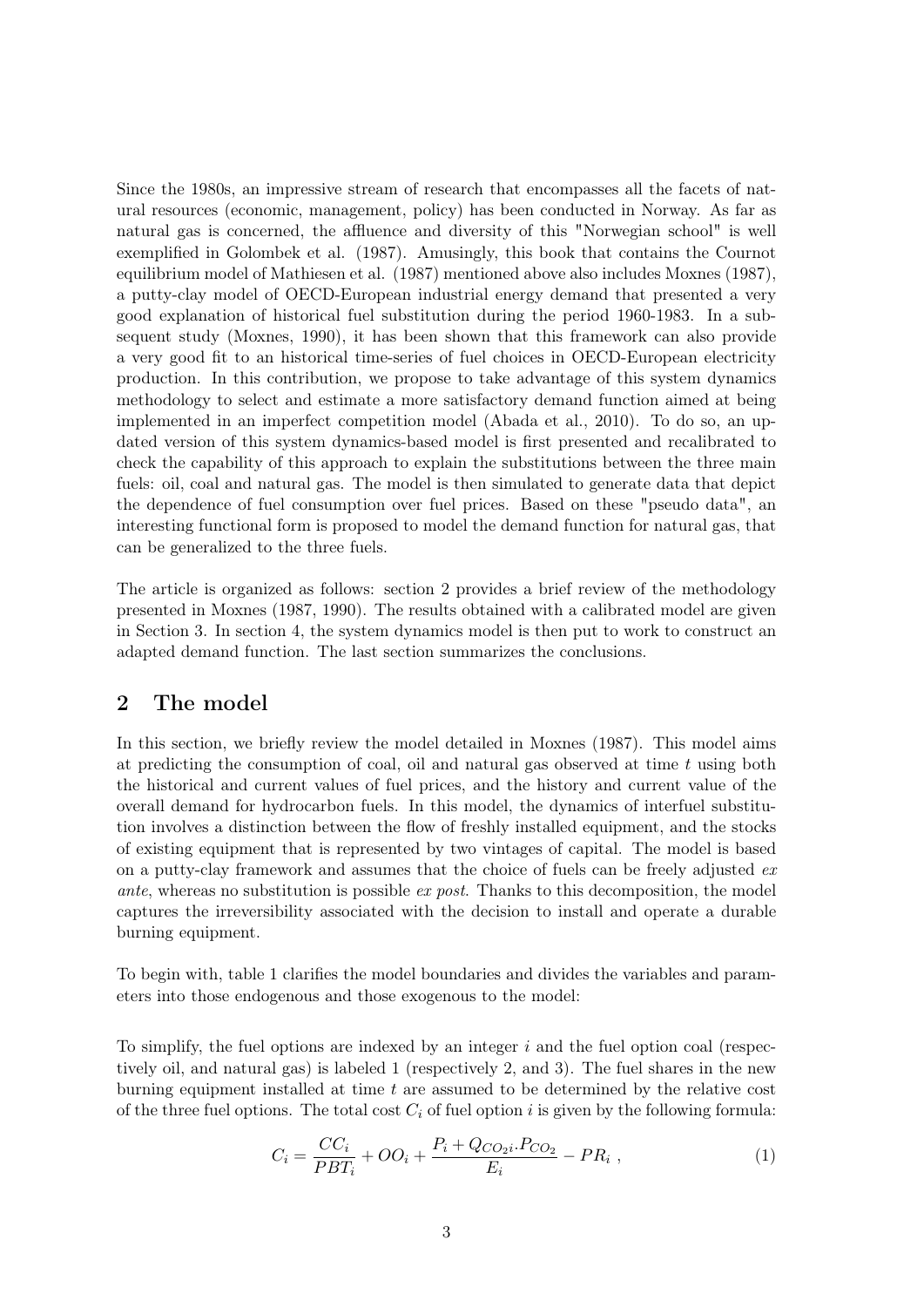Since the 1980s, an impressive stream of research that encompasses all the facets of natural resources (economic, management, policy) has been conducted in Norway. As far as natural gas is concerned, the affluence and diversity of this "Norwegian school" is well exemplified in Golombek et al. (1987). Amusingly, this book that contains the Cournot equilibrium model of Mathiesen et al. (1987) mentioned above also includes Moxnes (1987), a putty-clay model of OECD-European industrial energy demand that presented a very good explanation of historical fuel substitution during the period 1960-1983. In a subsequent study (Moxnes, 1990), it has been shown that this framework can also provide a very good fit to an historical time-series of fuel choices in OECD-European electricity production. In this contribution, we propose to take advantage of this system dynamics methodology to select and estimate a more satisfactory demand function aimed at being implemented in an imperfect competition model (Abada et al., 2010). To do so, an updated version of this system dynamics-based model is first presented and recalibrated to check the capability of this approach to explain the substitutions between the three main fuels: oil, coal and natural gas. The model is then simulated to generate data that depict the dependence of fuel consumption over fuel prices. Based on these "pseudo data", an interesting functional form is proposed to model the demand function for natural gas, that can be generalized to the three fuels.

The article is organized as follows: section 2 provides a brief review of the methodology presented in Moxnes (1987, 1990). The results obtained with a calibrated model are given in Section 3. In section 4, the system dynamics model is then put to work to construct an adapted demand function. The last section summarizes the conclusions.

## 2 The model

In this section, we briefly review the model detailed in Moxnes (1987). This model aims at predicting the consumption of coal, oil and natural gas observed at time $t$ using both the historical and current values of fuel prices, and the history and current value of the overall demand for hydrocarbon fuels. In this model, the dynamics of interfuel substitution involves a distinction between the flow of freshly installed equipment, and the stocks of existing equipment that is represented by two vintages of capital. The model is based on a putty-clay framework and assumes that the choice of fuels can be freely adjusted *ex ante*, whereas no substitution is possible *ex post*. Thanks to this decomposition, the model captures the irreversibility associated with the decision to install and operate a durable burning equipment.

To begin with, table 1 clarifies the model boundaries and divides the variables and parameters into those endogenous and those exogenous to the model:

To simplify, the fuel options are indexed by an integer $i$ and the fuel option coal (respectively oil, and natural gas) is labeled 1 (respectively 2, and 3). The fuel shares in the new burning equipment installed at time $t$ are assumed to be determined by the relative cost of the three fuel options. The total cost $C_i$ of fuel option $i$ is given by the following formula:

$$C_i = \frac{CC_i}{PBT_i} + OO_i + \frac{P_i + Q_{CO_2 i}.P_{CO_2}}{E_i} - PR_i \ , \tag{1}$$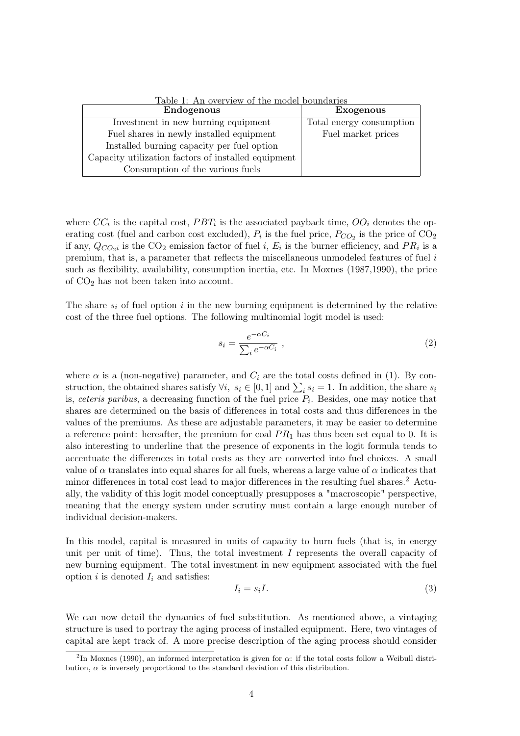Table 1: An overview of the model boundaries

| Endogenous | Exogenous |
|---|---|
| Investment in new burning equipment | Total energy consumption |
| Fuel shares in newly installed equipment | Fuel market prices |
| Installed burning capacity per fuel option | |
| Capacity utilization factors of installed equipment | |
| Consumption of the various fuels | |

where $CC_i$ is the capital cost, $PBT_i$ is the associated payback time, $OO_i$ denotes the operating cost (fuel and carbon cost excluded), $P_i$ is the fuel price, $P_{CO_2}$ is the price of $CO_2$ if any, $Q_{CO_2 i}$ is the $CO_2$ emission factor of fuel $i$, $E_i$ is the burner efficiency, and $PR_i$ is a premium, that is, a parameter that reflects the miscellaneous unmodeled features of fuel $i$ such as flexibility, availability, consumption inertia, etc. In Moxnes (1987,1990), the price of $CO_2$ has not been taken into account.

The share $s_i$ of fuel option $i$ in the new burning equipment is determined by the relative cost of the three fuel options. The following multinomial logit model is used:

$$s_i = \frac{e^{-\alpha C_i}}{\sum_i e^{-\alpha C_i}} \ , \tag{2}$$

where $\alpha$ is a (non-negative) parameter, and $C_i$ are the total costs defined in (1). By construction, the obtained shares satisfy $\forall i, \ s_i \in [0, 1]$ and $\sum_i s_i = 1$. In addition, the share $s_i$ is, *ceteris paribus*, a decreasing function of the fuel price $P_i$. Besides, one may notice that shares are determined on the basis of differences in total costs and thus differences in the values of the premiums. As these are adjustable parameters, it may be easier to determine a reference point: hereafter, the premium for coal $PR_1$ has thus been set equal to 0. It is also interesting to underline that the presence of exponents in the logit formula tends to accentuate the differences in total costs as they are converted into fuel choices. A small value of $\alpha$ translates into equal shares for all fuels, whereas a large value of $\alpha$ indicates that minor differences in total cost lead to major differences in the resulting fuel shares.[2] Actually, the validity of this logit model conceptually presupposes a "macroscopic" perspective, meaning that the energy system under scrutiny must contain a large enough number of individual decision-makers.

In this model, capital is measured in units of capacity to burn fuels (that is, in energy unit per unit of time). Thus, the total investment $I$ represents the overall capacity of new burning equipment. The total investment in new equipment associated with the fuel option $i$ is denoted $I_i$ and satisfies:

$$I_i = s_i I. \tag{3}$$

We can now detail the dynamics of fuel substitution. As mentioned above, a vintaging structure is used to portray the aging process of installed equipment. Here, two vintages of capital are kept track of. A more precise description of the aging process should consider

[2] In Moxnes (1990), an informed interpretation is given for $\alpha$: if the total costs follow a Weibull distribution, $\alpha$ is inversely proportional to the standard deviation of this distribution.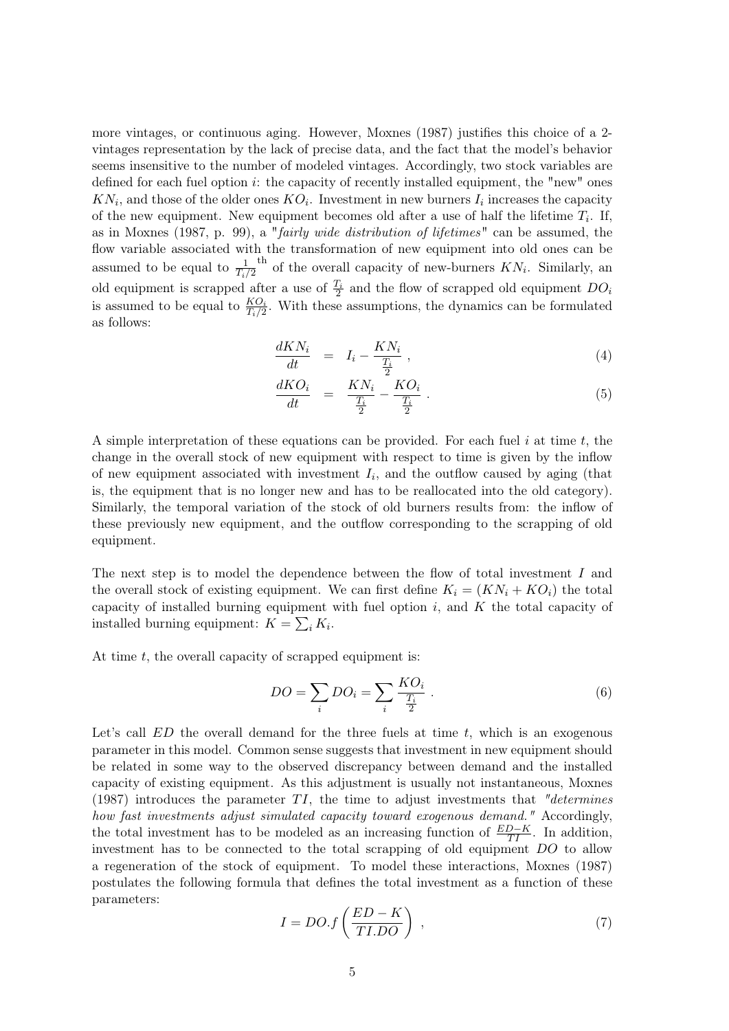more vintages, or continuous aging. However, Moxnes (1987) justifies this choice of a 2-vintages representation by the lack of precise data, and the fact that the model's behavior seems insensitive to the number of modeled vintages. Accordingly, two stock variables are defined for each fuel option $i$: the capacity of recently installed equipment, the "new" ones $KN_i$, and those of the older ones $KO_i$. Investment in new burners $I_i$ increases the capacity of the new equipment. New equipment becomes old after a use of half the lifetime $T_i$. If, as in Moxnes (1987, p. 99), a "*fairly wide distribution of lifetimes*" can be assumed, the flow variable associated with the transformation of new equipment into old ones can be assumed to be equal to $\frac{1}{T_i/2}^{\text{th}}$ of the overall capacity of new-burners $KN_i$. Similarly, an old equipment is scrapped after a use of $\frac{T_i}{2}$ and the flow of scrapped old equipment $DO_i$ is assumed to be equal to $\frac{KO_i}{T_i/2}$. With these assumptions, the dynamics can be formulated as follows:

$$\frac{dKN_i}{dt} = I_i - \frac{KN_i}{\frac{T_i}{2}} , \tag{4}$$

$$\frac{dKO_i}{dt} = \frac{KN_i}{\frac{T_i}{2}} - \frac{KO_i}{\frac{T_i}{2}} . \tag{5}$$

A simple interpretation of these equations can be provided. For each fuel $i$ at time $t$, the change in the overall stock of new equipment with respect to time is given by the inflow of new equipment associated with investment $I_i$, and the outflow caused by aging (that is, the equipment that is no longer new and has to be reallocated into the old category). Similarly, the temporal variation of the stock of old burners results from: the inflow of these previously new equipment, and the outflow corresponding to the scrapping of old equipment.

The next step is to model the dependence between the flow of total investment $I$ and the overall stock of existing equipment. We can first define $K_i = (KN_i + KO_i)$ the total capacity of installed burning equipment with fuel option $i$, and $K$ the total capacity of installed burning equipment: $K = \sum_i K_i$.

At time $t$, the overall capacity of scrapped equipment is:

$$DO = \sum_i DO_i = \sum_i \frac{KO_i}{\frac{T_i}{2}} . \tag{6}$$

Let's call $ED$ the overall demand for the three fuels at time $t$, which is an exogenous parameter in this model. Common sense suggests that investment in new equipment should be related in some way to the observed discrepancy between demand and the installed capacity of existing equipment. As this adjustment is usually not instantaneous, Moxnes (1987) introduces the parameter $TI$, the time to adjust investments that *"determines how fast investments adjust simulated capacity toward exogenous demand."* Accordingly, the total investment has to be modeled as an increasing function of $\frac{ED-K}{TI}$. In addition, investment has to be connected to the total scrapping of old equipment $DO$ to allow a regeneration of the stock of equipment. To model these interactions, Moxnes (1987) postulates the following formula that defines the total investment as a function of these parameters:

$$I = DO.f\left(\frac{ED-K}{TI.DO}\right) , \tag{7}$$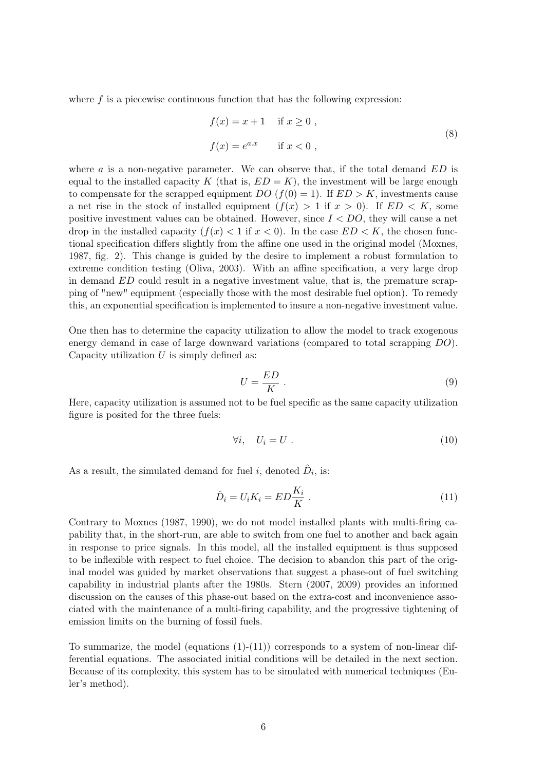where $f$ is a piecewise continuous function that has the following expression:

$$
\begin{aligned}
f(x) &= x + 1 \quad \text{if } x \geq 0 \ , \\
f(x) &= e^{a.x} \quad \quad \text{if } x < 0 \ ,
\end{aligned}
\tag{8}
$$

where $a$ is a non-negative parameter. We can observe that, if the total demand $ED$ is equal to the installed capacity $K$ (that is, $ED = K$), the investment will be large enough to compensate for the scrapped equipment $DO$ ($f(0) = 1$). If $ED > K$, investments cause a net rise in the stock of installed equipment ($f(x) > 1$ if $x > 0$). If $ED < K$, some positive investment values can be obtained. However, since $I < DO$, they will cause a net drop in the installed capacity ($f(x) < 1$ if $x < 0$). In the case $ED < K$, the chosen functional specification differs slightly from the affine one used in the original model (Moxnes, 1987, fig. 2). This change is guided by the desire to implement a robust formulation to extreme condition testing (Oliva, 2003). With an affine specification, a very large drop in demand $ED$ could result in a negative investment value, that is, the premature scrapping of "new" equipment (especially those with the most desirable fuel option). To remedy this, an exponential specification is implemented to insure a non-negative investment value.

One then has to determine the capacity utilization to allow the model to track exogenous energy demand in case of large downward variations (compared to total scrapping $DO$). Capacity utilization $U$ is simply defined as:

$$
U = \frac{ED}{K} \ . \tag{9}
$$

Here, capacity utilization is assumed not to be fuel specific as the same capacity utilization figure is posited for the three fuels:

$$
\forall i, \quad U_i = U \ . \tag{10}
$$

As a result, the simulated demand for fuel $i$, denoted $\hat{D}_i$, is:

$$
\hat{D}_i = U_i K_i = ED \frac{K_i}{K} \ . \tag{11}
$$

Contrary to Moxnes (1987, 1990), we do not model installed plants with multi-firing capability that, in the short-run, are able to switch from one fuel to another and back again in response to price signals. In this model, all the installed equipment is thus supposed to be inflexible with respect to fuel choice. The decision to abandon this part of the original model was guided by market observations that suggest a phase-out of fuel switching capability in industrial plants after the 1980s. Stern (2007, 2009) provides an informed discussion on the causes of this phase-out based on the extra-cost and inconvenience associated with the maintenance of a multi-firing capability, and the progressive tightening of emission limits on the burning of fossil fuels.

To summarize, the model (equations (1)-(11)) corresponds to a system of non-linear differential equations. The associated initial conditions will be detailed in the next section. Because of its complexity, this system has to be simulated with numerical techniques (Euler's method).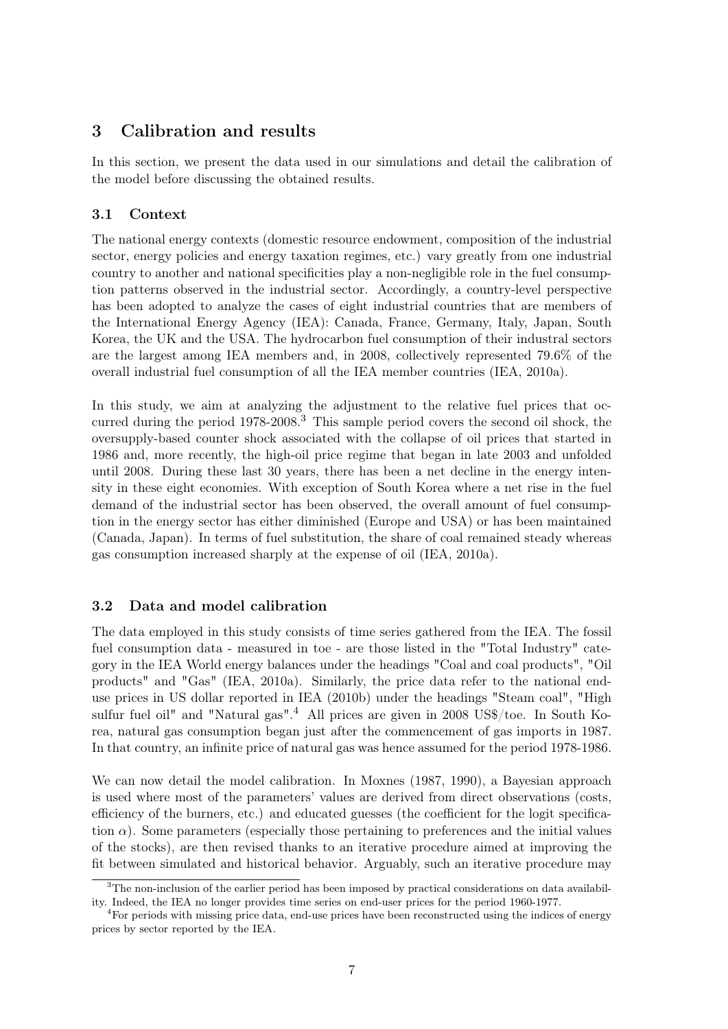## 3 Calibration and results

In this section, we present the data used in our simulations and detail the calibration of the model before discussing the obtained results.

### 3.1 Context

The national energy contexts (domestic resource endowment, composition of the industrial sector, energy policies and energy taxation regimes, etc.) vary greatly from one industrial country to another and national specificities play a non-negligible role in the fuel consumption patterns observed in the industrial sector. Accordingly, a country-level perspective has been adopted to analyze the cases of eight industrial countries that are members of the International Energy Agency (IEA): Canada, France, Germany, Italy, Japan, South Korea, the UK and the USA. The hydrocarbon fuel consumption of their industral sectors are the largest among IEA members and, in 2008, collectively represented 79.6% of the overall industrial fuel consumption of all the IEA member countries (IEA, 2010a).

In this study, we aim at analyzing the adjustment to the relative fuel prices that occurred during the period 1978-2008.[3] This sample period covers the second oil shock, the oversupply-based counter shock associated with the collapse of oil prices that started in 1986 and, more recently, the high-oil price regime that began in late 2003 and unfolded until 2008. During these last 30 years, there has been a net decline in the energy intensity in these eight economies. With exception of South Korea where a net rise in the fuel demand of the industrial sector has been observed, the overall amount of fuel consumption in the energy sector has either diminished (Europe and USA) or has been maintained (Canada, Japan). In terms of fuel substitution, the share of coal remained steady whereas gas consumption increased sharply at the expense of oil (IEA, 2010a).

### 3.2 Data and model calibration

The data employed in this study consists of time series gathered from the IEA. The fossil fuel consumption data - measured in toe - are those listed in the "Total Industry" category in the IEA World energy balances under the headings "Coal and coal products", "Oil products" and "Gas" (IEA, 2010a). Similarly, the price data refer to the national end-use prices in US dollar reported in IEA (2010b) under the headings "Steam coal", "High sulfur fuel oil" and "Natural gas".[4] All prices are given in 2008 US$/toe. In South Korea, natural gas consumption began just after the commencement of gas imports in 1987. In that country, an infinite price of natural gas was hence assumed for the period 1978-1986.

We can now detail the model calibration. In Moxnes (1987, 1990), a Bayesian approach is used where most of the parameters' values are derived from direct observations (costs, efficiency of the burners, etc.) and educated guesses (the coefficient for the logit specification $\alpha$). Some parameters (especially those pertaining to preferences and the initial values of the stocks), are then revised thanks to an iterative procedure aimed at improving the fit between simulated and historical behavior. Arguably, such an iterative procedure may

[3] The non-inclusion of the earlier period has been imposed by practical considerations on data availability. Indeed, the IEA no longer provides time series on end-user prices for the period 1960-1977.

[4] For periods with missing price data, end-use prices have been reconstructed using the indices of energy prices by sector reported by the IEA.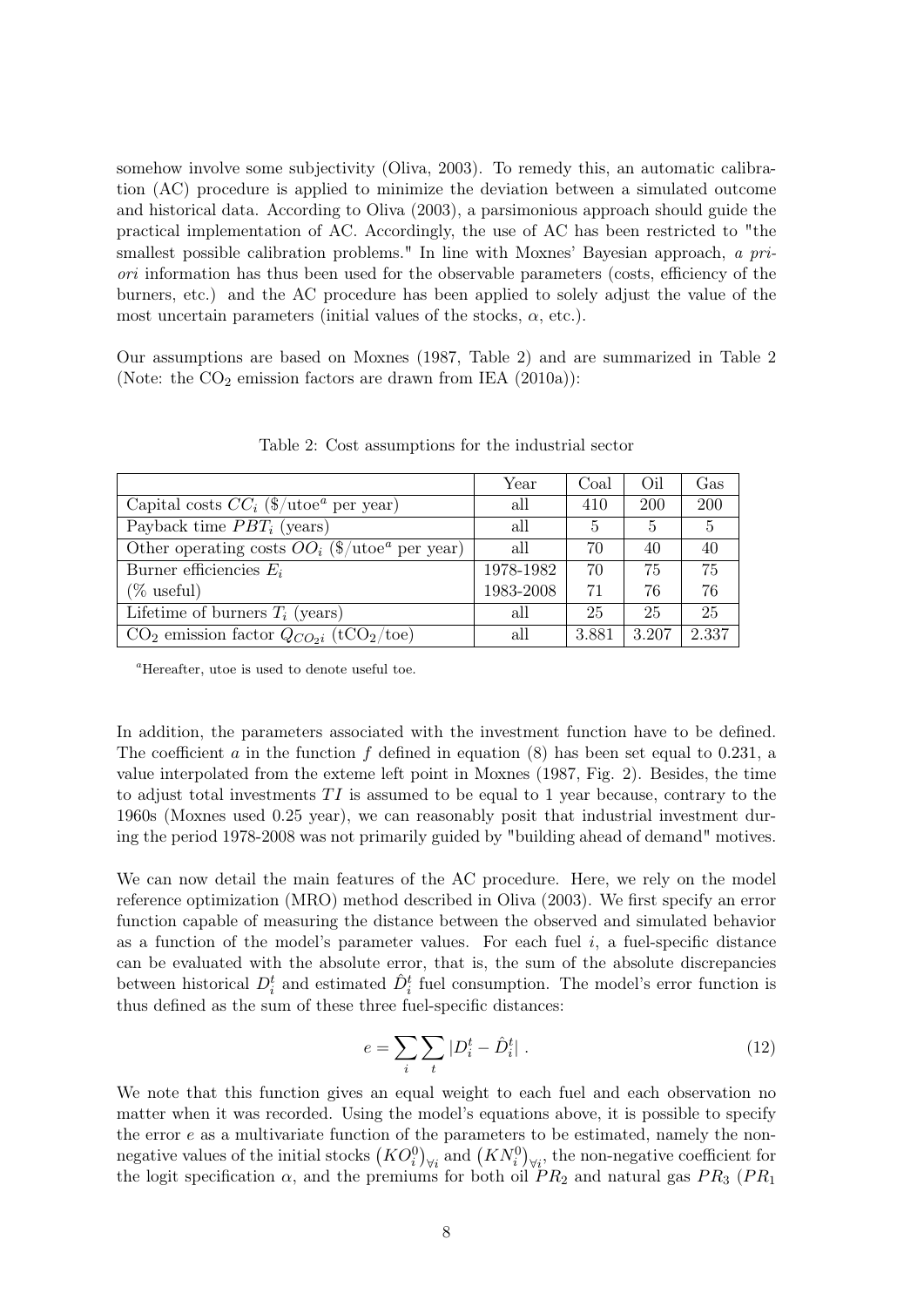somehow involve some subjectivity (Oliva, 2003). To remedy this, an automatic calibration (AC) procedure is applied to minimize the deviation between a simulated outcome and historical data. According to Oliva (2003), a parsimonious approach should guide the practical implementation of AC. Accordingly, the use of AC has been restricted to "the smallest possible calibration problems." In line with Moxnes' Bayesian approach, *a priori* information has thus been used for the observable parameters (costs, efficiency of the burners, etc.) and the AC procedure has been applied to solely adjust the value of the most uncertain parameters (initial values of the stocks, $\alpha$, etc.).

Our assumptions are based on Moxnes (1987, Table 2) and are summarized in Table 2 (Note: the $CO_2$ emission factors are drawn from IEA (2010a)):

Table 2: Cost assumptions for the industrial sector

| | Year | Coal | Oil | Gas |
|---|---|---|---|---|
| Capital costs $CC_i$ (\$/utoe[a] per year) | all | 410 | 200 | 200 |
| Payback time $PBT_i$ (years) | all | 5 | 5 | 5 |
| Other operating costs $OO_i$ (\$/utoe[a] per year) | all | 70 | 40 | 40 |
| Burner efficiencies $E_i$ | 1978-1982 | 70 | 75 | 75 |
| (% useful) | 1983-2008 | 71 | 76 | 76 |
| Lifetime of burners $T_i$ (years) | all | 25 | 25 | 25 |
| $CO_2$ emission factor $Q_{CO_2 i}$ ($tCO_2$/toe) | all | 3.881 | 3.207 | 2.337 |

[a]Hereafter, utoe is used to denote useful toe.

In addition, the parameters associated with the investment function have to be defined. The coefficient $a$ in the function $f$ defined in equation (8) has been set equal to 0.231, a value interpolated from the exteme left point in Moxnes (1987, Fig. 2). Besides, the time to adjust total investments $TI$ is assumed to be equal to 1 year because, contrary to the 1960s (Moxnes used 0.25 year), we can reasonably posit that industrial investment during the period 1978-2008 was not primarily guided by "building ahead of demand" motives.

We can now detail the main features of the AC procedure. Here, we rely on the model reference optimization (MRO) method described in Oliva (2003). We first specify an error function capable of measuring the distance between the observed and simulated behavior as a function of the model's parameter values. For each fuel $i$, a fuel-specific distance can be evaluated with the absolute error, that is, the sum of the absolute discrepancies between historical $D_i^t$ and estimated $\hat{D}_i^t$ fuel consumption. The model's error function is thus defined as the sum of these three fuel-specific distances:

$$e = \sum_i \sum_t |D_i^t - \hat{D}_i^t| \, . \tag{12}$$

We note that this function gives an equal weight to each fuel and each observation no matter when it was recorded. Using the model's equations above, it is possible to specify the error $e$ as a multivariate function of the parameters to be estimated, namely the non-negative values of the initial stocks $\left(KO_i^0\right)_{\forall i}$ and $\left(KN_i^0\right)_{\forall i}$, the non-negative coefficient for the logit specification $\alpha$, and the premiums for both oil $PR_2$ and natural gas $PR_3$ ($PR_1$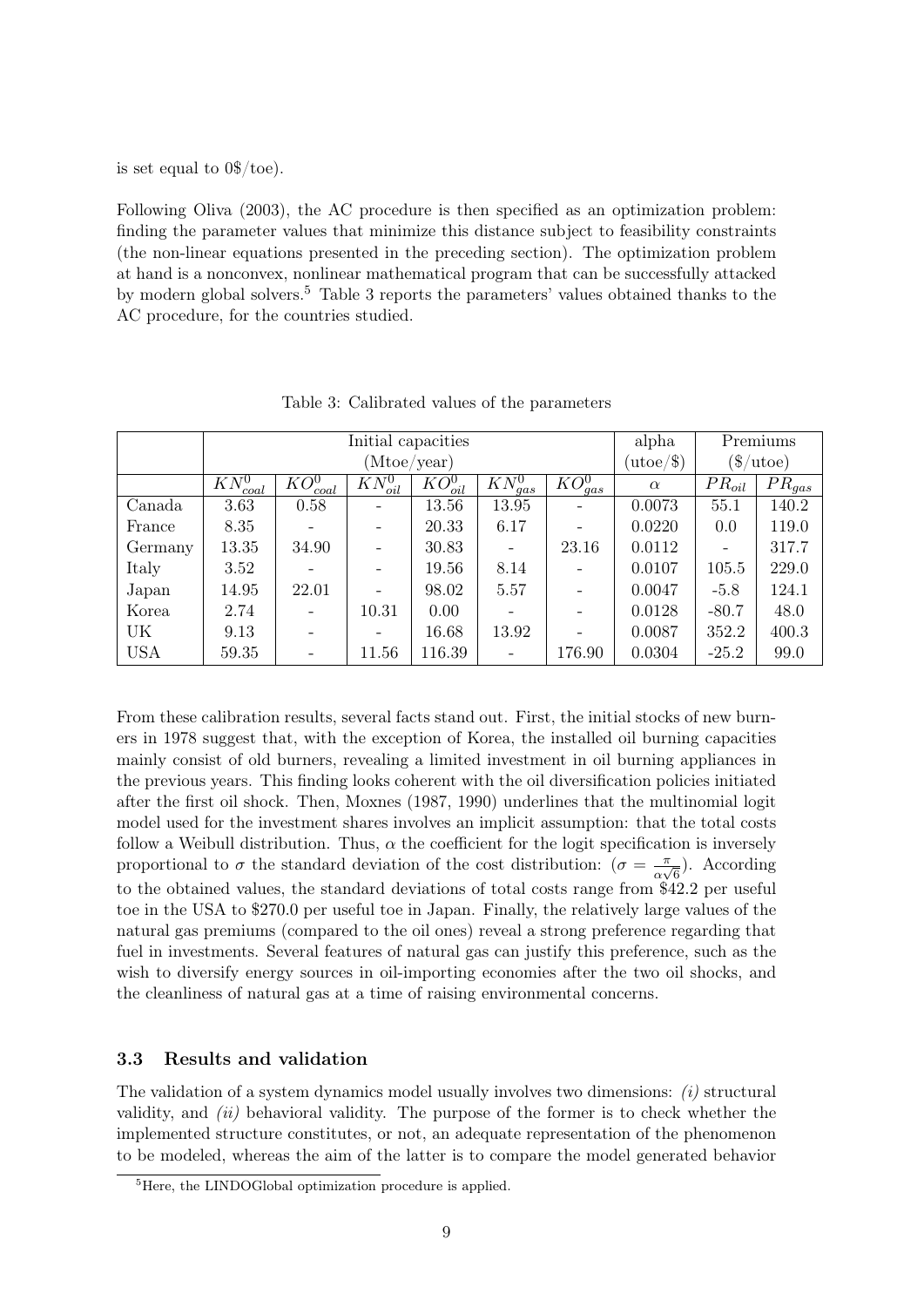is set equal to 0\$/toe).

Following Oliva (2003), the AC procedure is then specified as an optimization problem: finding the parameter values that minimize this distance subject to feasibility constraints (the non-linear equations presented in the preceding section). The optimization problem at hand is a nonconvex, nonlinear mathematical program that can be successfully attacked by modern global solvers.[5] Table 3 reports the parameters' values obtained thanks to the AC procedure, for the countries studied.

Table 3: Calibrated values of the parameters

| | Initial capacities (Mtoe/year) | | | | | | alpha (utoe/\$) | Premiums (\$/utoe) | |
|---|---|---|---|---|---|---|---|---|---|
| | $KN^0_{coal}$ | $KO^0_{coal}$ | $KN^0_{oil}$ | $KO^0_{oil}$ | $KN^0_{gas}$ | $KO^0_{gas}$ | $\alpha$ | $PR_{oil}$ | $PR_{gas}$ |
| Canada | 3.63 | 0.58 | - | 13.56 | 13.95 | - | 0.0073 | 55.1 | 140.2 |
| France | 8.35 | - | - | 20.33 | 6.17 | - | 0.0220 | 0.0 | 119.0 |
| Germany | 13.35 | 34.90 | - | 30.83 | - | 23.16 | 0.0112 | - | 317.7 |
| Italy | 3.52 | - | - | 19.56 | 8.14 | - | 0.0107 | 105.5 | 229.0 |
| Japan | 14.95 | 22.01 | - | 98.02 | 5.57 | - | 0.0047 | -5.8 | 124.1 |
| Korea | 2.74 | - | 10.31 | 0.00 | - | - | 0.0128 | -80.7 | 48.0 |
| UK | 9.13 | - | - | 16.68 | 13.92 | - | 0.0087 | 352.2 | 400.3 |
| USA | 59.35 | - | 11.56 | 116.39 | - | 176.90 | 0.0304 | -25.2 | 99.0 |

From these calibration results, several facts stand out. First, the initial stocks of new burners in 1978 suggest that, with the exception of Korea, the installed oil burning capacities mainly consist of old burners, revealing a limited investment in oil burning appliances in the previous years. This finding looks coherent with the oil diversification policies initiated after the first oil shock. Then, Moxnes (1987, 1990) underlines that the multinomial logit model used for the investment shares involves an implicit assumption: that the total costs follow a Weibull distribution. Thus, $\alpha$ the coefficient for the logit specification is inversely proportional to $\sigma$ the standard deviation of the cost distribution: ($\sigma = \frac{\pi}{\alpha\sqrt{6}}$). According to the obtained values, the standard deviations of total costs range from \$42.2 per useful toe in the USA to \$270.0 per useful toe in Japan. Finally, the relatively large values of the natural gas premiums (compared to the oil ones) reveal a strong preference regarding that fuel in investments. Several features of natural gas can justify this preference, such as the wish to diversify energy sources in oil-importing economies after the two oil shocks, and the cleanliness of natural gas at a time of raising environmental concerns.

### 3.3 Results and validation

The validation of a system dynamics model usually involves two dimensions: *(i)* structural validity, and *(ii)* behavioral validity. The purpose of the former is to check whether the implemented structure constitutes, or not, an adequate representation of the phenomenon to be modeled, whereas the aim of the latter is to compare the model generated behavior

[5] Here, the LINDOGlobal optimization procedure is applied.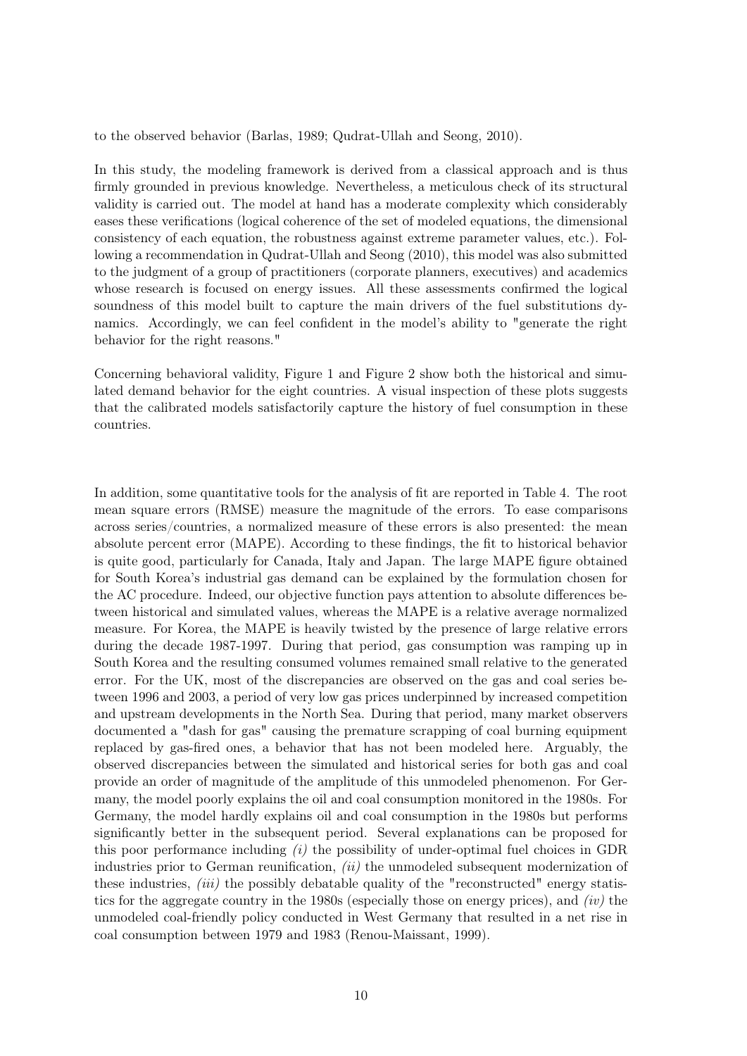to the observed behavior (Barlas, 1989; Qudrat-Ullah and Seong, 2010).

In this study, the modeling framework is derived from a classical approach and is thus firmly grounded in previous knowledge. Nevertheless, a meticulous check of its structural validity is carried out. The model at hand has a moderate complexity which considerably eases these verifications (logical coherence of the set of modeled equations, the dimensional consistency of each equation, the robustness against extreme parameter values, etc.). Following a recommendation in Qudrat-Ullah and Seong (2010), this model was also submitted to the judgment of a group of practitioners (corporate planners, executives) and academics whose research is focused on energy issues. All these assessments confirmed the logical soundness of this model built to capture the main drivers of the fuel substitutions dynamics. Accordingly, we can feel confident in the model's ability to "generate the right behavior for the right reasons."

Concerning behavioral validity, Figure 1 and Figure 2 show both the historical and simulated demand behavior for the eight countries. A visual inspection of these plots suggests that the calibrated models satisfactorily capture the history of fuel consumption in these countries.

In addition, some quantitative tools for the analysis of fit are reported in Table 4. The root mean square errors (RMSE) measure the magnitude of the errors. To ease comparisons across series/countries, a normalized measure of these errors is also presented: the mean absolute percent error (MAPE). According to these findings, the fit to historical behavior is quite good, particularly for Canada, Italy and Japan. The large MAPE figure obtained for South Korea's industrial gas demand can be explained by the formulation chosen for the AC procedure. Indeed, our objective function pays attention to absolute differences between historical and simulated values, whereas the MAPE is a relative average normalized measure. For Korea, the MAPE is heavily twisted by the presence of large relative errors during the decade 1987-1997. During that period, gas consumption was ramping up in South Korea and the resulting consumed volumes remained small relative to the generated error. For the UK, most of the discrepancies are observed on the gas and coal series between 1996 and 2003, a period of very low gas prices underpinned by increased competition and upstream developments in the North Sea. During that period, many market observers documented a "dash for gas" causing the premature scrapping of coal burning equipment replaced by gas-fired ones, a behavior that has not been modeled here. Arguably, the observed discrepancies between the simulated and historical series for both gas and coal provide an order of magnitude of the amplitude of this unmodeled phenomenon. For Germany, the model poorly explains the oil and coal consumption monitored in the 1980s. For Germany, the model hardly explains oil and coal consumption in the 1980s but performs significantly better in the subsequent period. Several explanations can be proposed for this poor performance including *(i)* the possibility of under-optimal fuel choices in GDR industries prior to German reunification, *(ii)* the unmodeled subsequent modernization of these industries, *(iii)* the possibly debatable quality of the "reconstructed" energy statistics for the aggregate country in the 1980s (especially those on energy prices), and *(iv)* the unmodeled coal-friendly policy conducted in West Germany that resulted in a net rise in coal consumption between 1979 and 1983 (Renou-Maissant, 1999).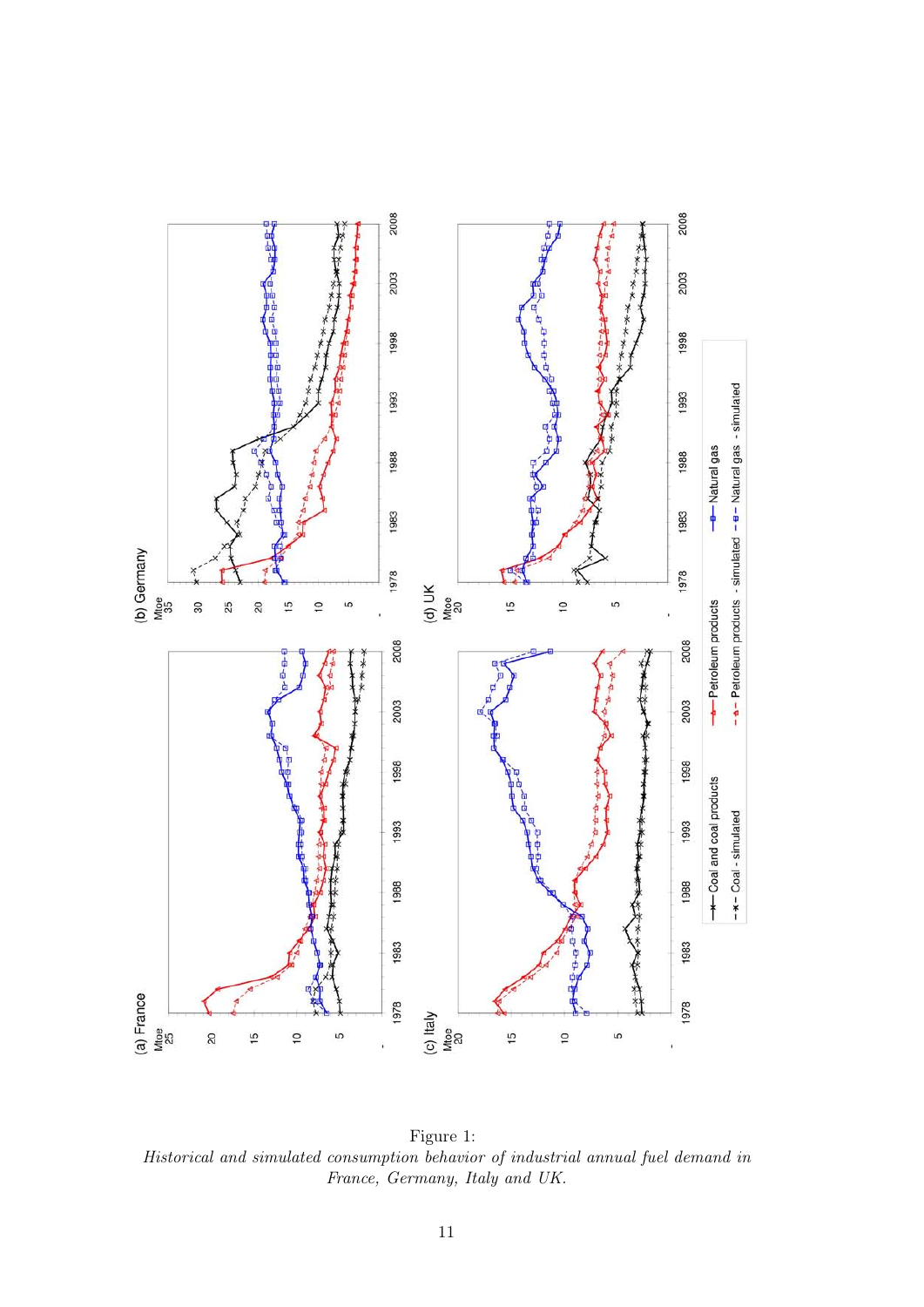Figure 1:
*Historical and simulated consumption behavior of industrial annual fuel demand in France, Germany, Italy and UK.*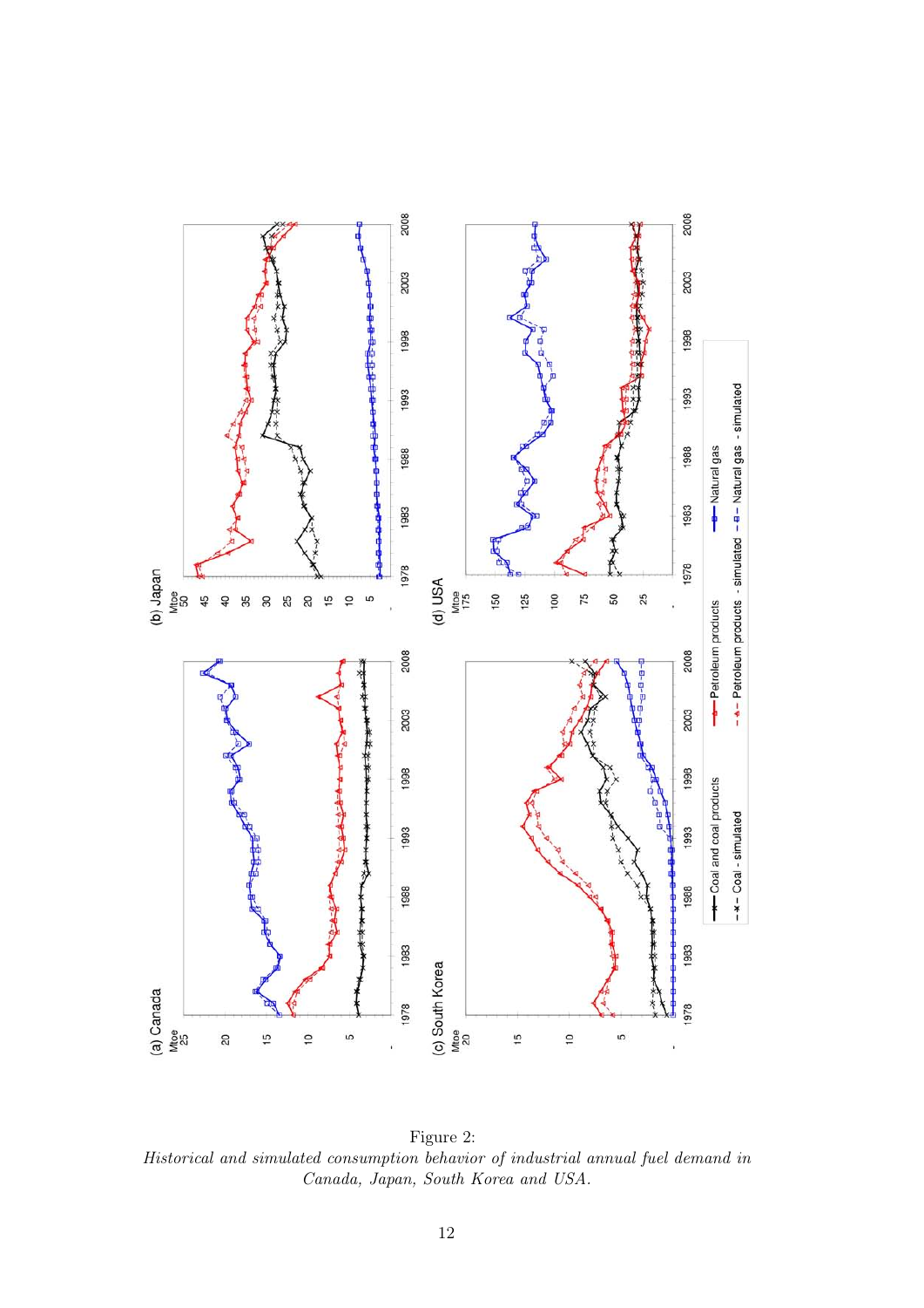Figure 2:
*Historical and simulated consumption behavior of industrial annual fuel demand in Canada, Japan, South Korea and USA.*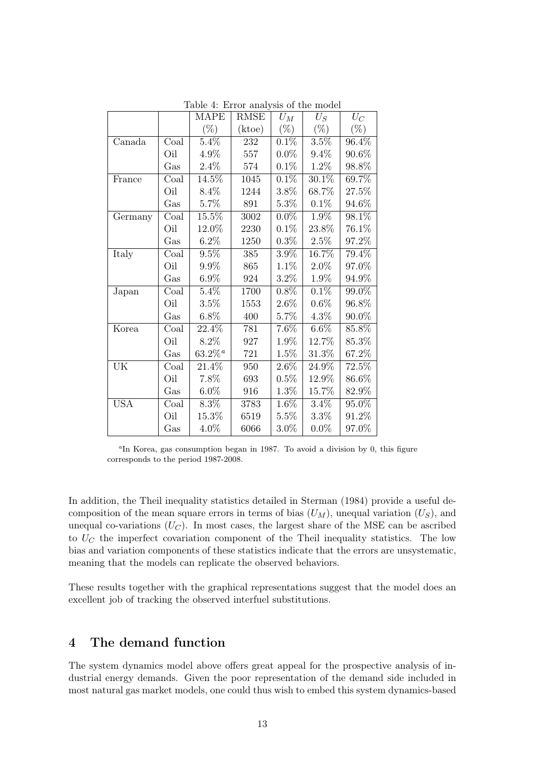Table 4: Error analysis of the model

| | | MAPE (%) | RMSE (ktoe) | $U_M$ (%) | $U_S$ (%) | $U_C$ (%) |
|---|---|---|---|---|---|---|
| Canada | Coal | 5.4% | 232 | 0.1% | 3.5% | 96.4% |
| | Oil | 4.9% | 557 | 0.0% | 9.4% | 90.6% |
| | Gas | 2.4% | 574 | 0.1% | 1.2% | 98.8% |
| France | Coal | 14.5% | 1045 | 0.1% | 30.1% | 69.7% |
| | Oil | 8.4% | 1244 | 3.8% | 68.7% | 27.5% |
| | Gas | 5.7% | 891 | 5.3% | 0.1% | 94.6% |
| Germany | Coal | 15.5% | 3002 | 0.0% | 1.9% | 98.1% |
| | Oil | 12.0% | 2230 | 0.1% | 23.8% | 76.1% |
| | Gas | 6.2% | 1250 | 0.3% | 2.5% | 97.2% |
| Italy | Coal | 9.5% | 385 | 3.9% | 16.7% | 79.4% |
| | Oil | 9.9% | 865 | 1.1% | 2.0% | 97.0% |
| | Gas | 6.9% | 924 | 3.2% | 1.9% | 94.9% |
| Japan | Coal | 5.4% | 1700 | 0.8% | 0.1% | 99.0% |
| | Oil | 3.5% | 1553 | 2.6% | 0.6% | 96.8% |
| | Gas | 6.8% | 400 | 5.7% | 4.3% | 90.0% |
| Korea | Coal | 22.4% | 781 | 7.6% | 6.6% | 85.8% |
| | Oil | 8.2% | 927 | 1.9% | 12.7% | 85.3% |
| | Gas | 63.2%[a] | 721 | 1.5% | 31.3% | 67.2% |
| UK | Coal | 21.4% | 950 | 2.6% | 24.9% | 72.5% |
| | Oil | 7.8% | 693 | 0.5% | 12.9% | 86.6% |
| | Gas | 6.0% | 916 | 1.3% | 15.7% | 82.9% |
| USA | Coal | 8.3% | 3783 | 1.6% | 3.4% | 95.0% |
| | Oil | 15.3% | 6519 | 5.5% | 3.3% | 91.2% |
| | Gas | 4.0% | 6066 | 3.0% | 0.0% | 97.0% |

[a] In Korea, gas consumption began in 1987. To avoid a division by 0, this figure corresponds to the period 1987-2008.

In addition, the Theil inequality statistics detailed in Sterman (1984) provide a useful decomposition of the mean square errors in terms of bias ($U_M$), unequal variation ($U_S$), and unequal co-variations ($U_C$). In most cases, the largest share of the MSE can be ascribed to $U_C$ the imperfect covariation component of the Theil inequality statistics. The low bias and variation components of these statistics indicate that the errors are unsystematic, meaning that the models can replicate the observed behaviors.

These results together with the graphical representations suggest that the model does an excellent job of tracking the observed interfuel substitutions.

## 4 The demand function

The system dynamics model above offers great appeal for the prospective analysis of industrial energy demands. Given the poor representation of the demand side included in most natural gas market models, one could thus wish to embed this system dynamics-based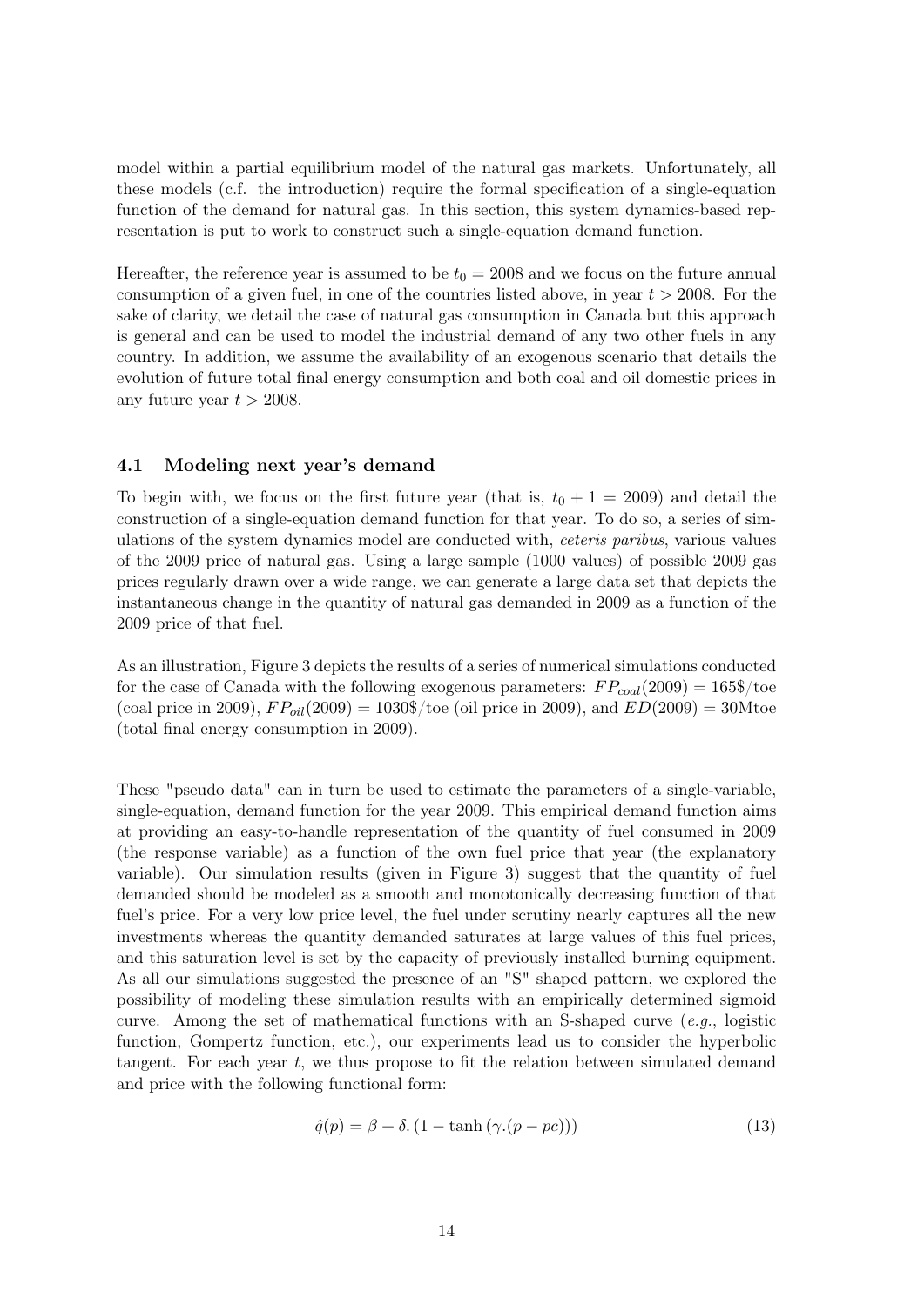model within a partial equilibrium model of the natural gas markets. Unfortunately, all these models (c.f. the introduction) require the formal specification of a single-equation function of the demand for natural gas. In this section, this system dynamics-based representation is put to work to construct such a single-equation demand function.

Hereafter, the reference year is assumed to be $t_0 = 2008$ and we focus on the future annual consumption of a given fuel, in one of the countries listed above, in year $t > 2008$. For the sake of clarity, we detail the case of natural gas consumption in Canada but this approach is general and can be used to model the industrial demand of any two other fuels in any country. In addition, we assume the availability of an exogenous scenario that details the evolution of future total final energy consumption and both coal and oil domestic prices in any future year $t > 2008$.

### 4.1 Modeling next year's demand

To begin with, we focus on the first future year (that is, $t_0 + 1 = 2009$) and detail the construction of a single-equation demand function for that year. To do so, a series of simulations of the system dynamics model are conducted with, *ceteris paribus*, various values of the 2009 price of natural gas. Using a large sample (1000 values) of possible 2009 gas prices regularly drawn over a wide range, we can generate a large data set that depicts the instantaneous change in the quantity of natural gas demanded in 2009 as a function of the 2009 price of that fuel.

As an illustration, Figure 3 depicts the results of a series of numerical simulations conducted for the case of Canada with the following exogenous parameters: $FP_{coal}(2009) = 165\$/\text{toe}$ (coal price in 2009), $FP_{oil}(2009) = 1030\$/\text{toe}$ (oil price in 2009), and $ED(2009) = 30\text{Mtoe}$ (total final energy consumption in 2009).

These "pseudo data" can in turn be used to estimate the parameters of a single-variable, single-equation, demand function for the year 2009. This empirical demand function aims at providing an easy-to-handle representation of the quantity of fuel consumed in 2009 (the response variable) as a function of the own fuel price that year (the explanatory variable). Our simulation results (given in Figure 3) suggest that the quantity of fuel demanded should be modeled as a smooth and monotonically decreasing function of that fuel's price. For a very low price level, the fuel under scrutiny nearly captures all the new investments whereas the quantity demanded saturates at large values of this fuel prices, and this saturation level is set by the capacity of previously installed burning equipment. As all our simulations suggested the presence of an "S" shaped pattern, we explored the possibility of modeling these simulation results with an empirically determined sigmoid curve. Among the set of mathematical functions with an S-shaped curve (*e.g.*, logistic function, Gompertz function, etc.), our experiments lead us to consider the hyperbolic tangent. For each year $t$, we thus propose to fit the relation between simulated demand and price with the following functional form:

$$\hat{q}(p) = \beta + \delta.\left(1 - \tanh\left(\gamma.(p - pc)\right)\right) \tag{13}$$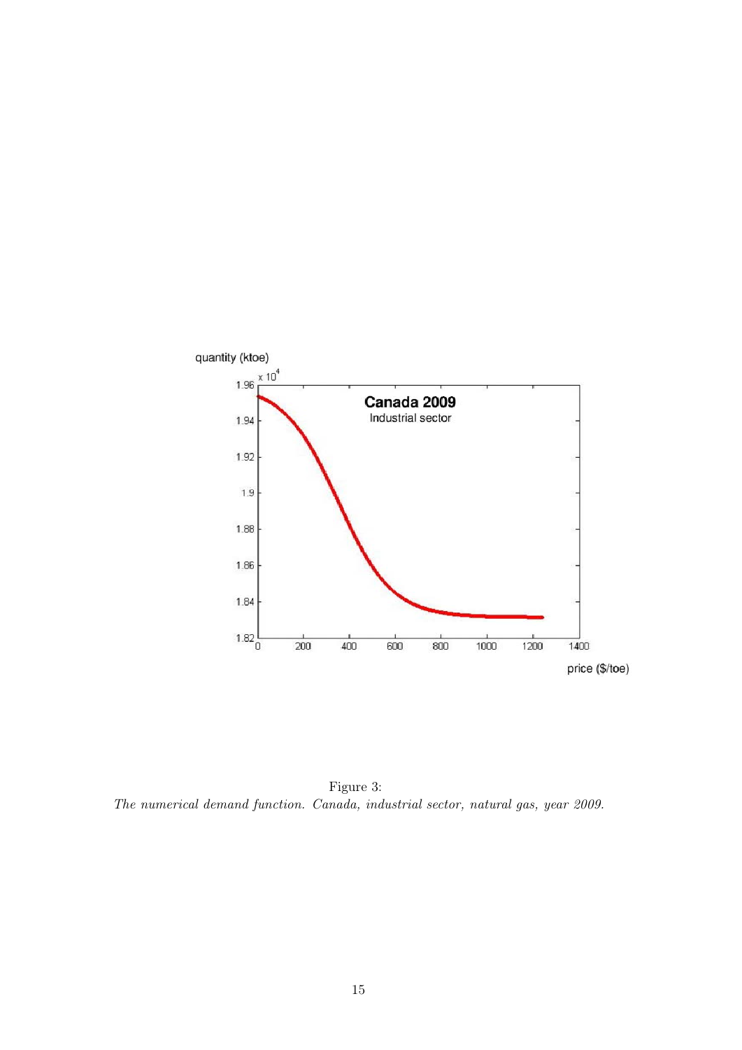Figure 3:

*The numerical demand function. Canada, industrial sector, natural gas, year 2009.*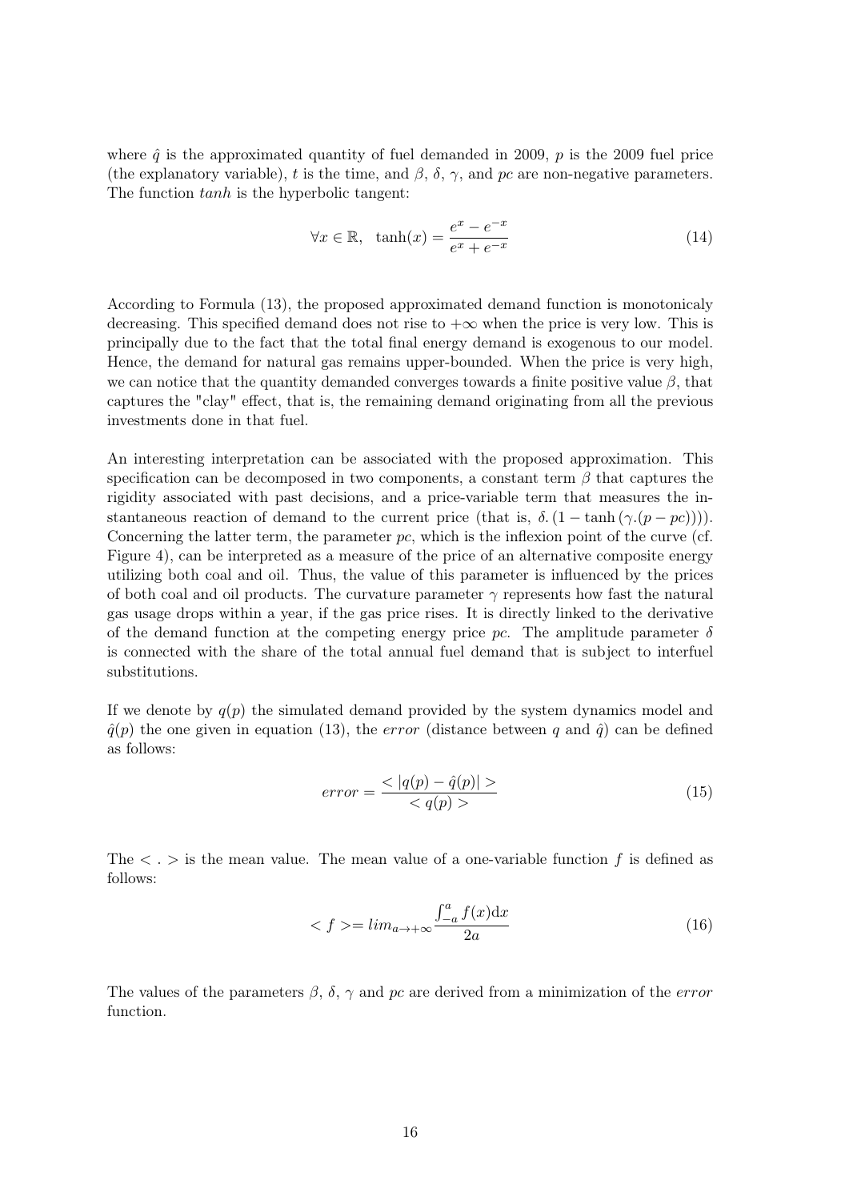where $\hat{q}$ is the approximated quantity of fuel demanded in 2009, $p$ is the 2009 fuel price (the explanatory variable), $t$ is the time, and $\beta$, $\delta$, $\gamma$, and $pc$ are non-negative parameters. The function *tanh* is the hyperbolic tangent:

$$\forall x \in \mathbb{R}, \quad \tanh(x) = \frac{e^{x} - e^{-x}}{e^{x} + e^{-x}} \tag{14}$$

According to Formula (13), the proposed approximated demand function is monotonicaly decreasing. This specified demand does not rise to $+\infty$ when the price is very low. This is principally due to the fact that the total final energy demand is exogenous to our model. Hence, the demand for natural gas remains upper-bounded. When the price is very high, we can notice that the quantity demanded converges towards a finite positive value $\beta$, that captures the "clay" effect, that is, the remaining demand originating from all the previous investments done in that fuel.

An interesting interpretation can be associated with the proposed approximation. This specification can be decomposed in two components, a constant term $\beta$ that captures the rigidity associated with past decisions, and a price-variable term that measures the instantaneous reaction of demand to the current price (that is, $\delta.(1 - \tanh(\gamma.(p - pc)))$). Concerning the latter term, the parameter $pc$, which is the inflexion point of the curve (cf. Figure 4), can be interpreted as a measure of the price of an alternative composite energy utilizing both coal and oil. Thus, the value of this parameter is influenced by the prices of both coal and oil products. The curvature parameter $\gamma$ represents how fast the natural gas usage drops within a year, if the gas price rises. It is directly linked to the derivative of the demand function at the competing energy price $pc$. The amplitude parameter $\delta$ is connected with the share of the total annual fuel demand that is subject to interfuel substitutions.

If we denote by $q(p)$ the simulated demand provided by the system dynamics model and $\hat{q}(p)$ the one given in equation (13), the *error* (distance between $q$ and $\hat{q}$) can be defined as follows:

$$error = \frac{< |q(p) - \hat{q}(p)| >}{< q(p) >} \tag{15}$$

The $< . >$ is the mean value. The mean value of a one-variable function $f$ is defined as follows:

$$< f >= lim_{a \to +\infty} \frac{\int_{-a}^{a} f(x)\mathrm{d}x}{2a} \tag{16}$$

The values of the parameters $\beta$, $\delta$, $\gamma$ and $pc$ are derived from a minimization of the *error* function.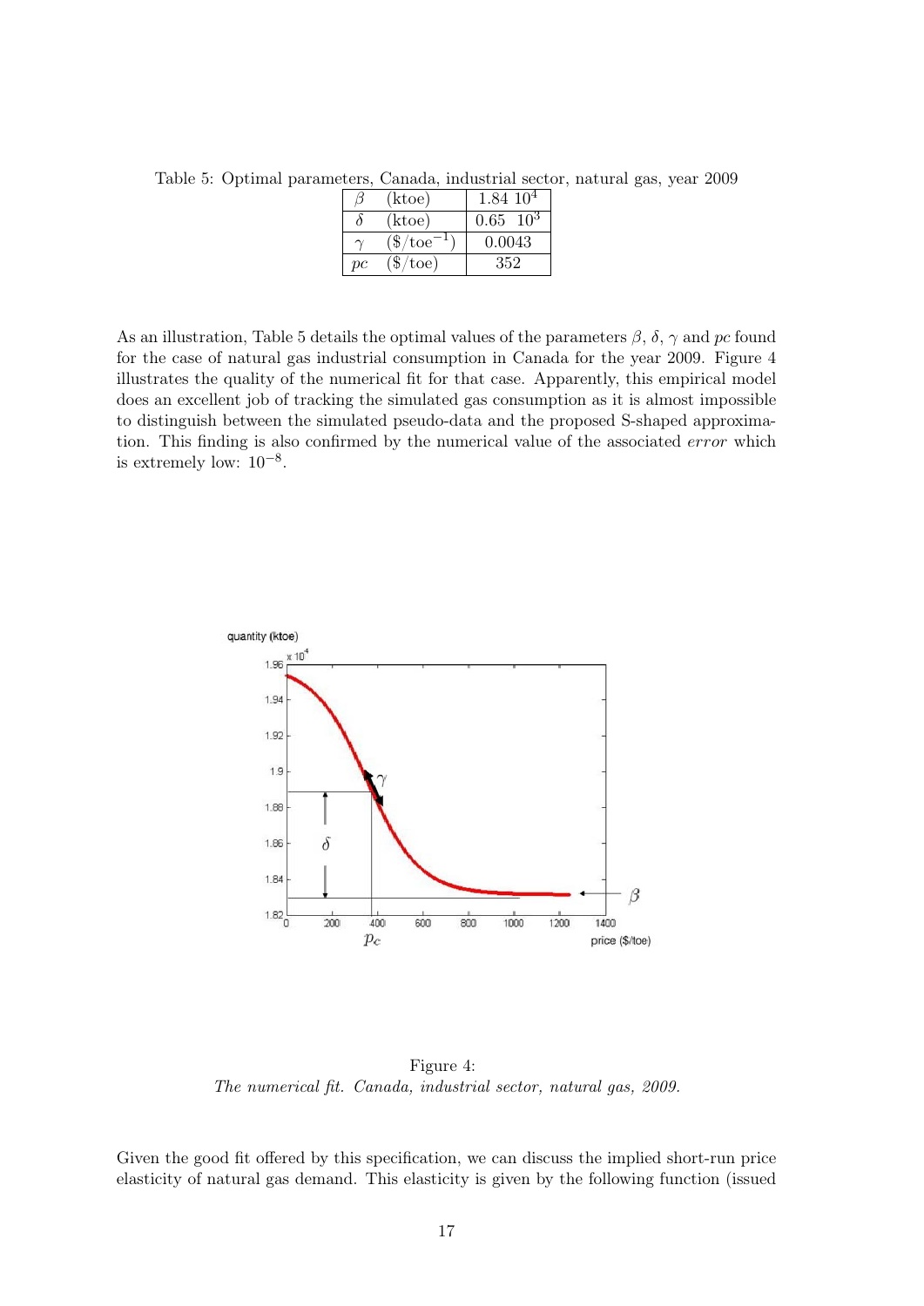Table 5: Optimal parameters, Canada, industrial sector, natural gas, year 2009

| | | |
|---|---|---|
| $\beta$ | (ktoe) | $1.84\ 10^4$ |
| $\delta$ | (ktoe) | $0.65\ \ 10^3$ |
| $\gamma$ | ($\$/\text{toe}^{-1}$) | 0.0043 |
| $pc$ | ($/toe) | 352 |

As an illustration, Table 5 details the optimal values of the parameters $\beta$, $\delta$, $\gamma$ and $pc$ found for the case of natural gas industrial consumption in Canada for the year 2009. Figure 4 illustrates the quality of the numerical fit for that case. Apparently, this empirical model does an excellent job of tracking the simulated gas consumption as it is almost impossible to distinguish between the simulated pseudo-data and the proposed S-shaped approximation. This finding is also confirmed by the numerical value of the associated *error* which is extremely low: $10^{-8}$.

Figure 4:
*The numerical fit. Canada, industrial sector, natural gas, 2009.*

Given the good fit offered by this specification, we can discuss the implied short-run price elasticity of natural gas demand. This elasticity is given by the following function (issued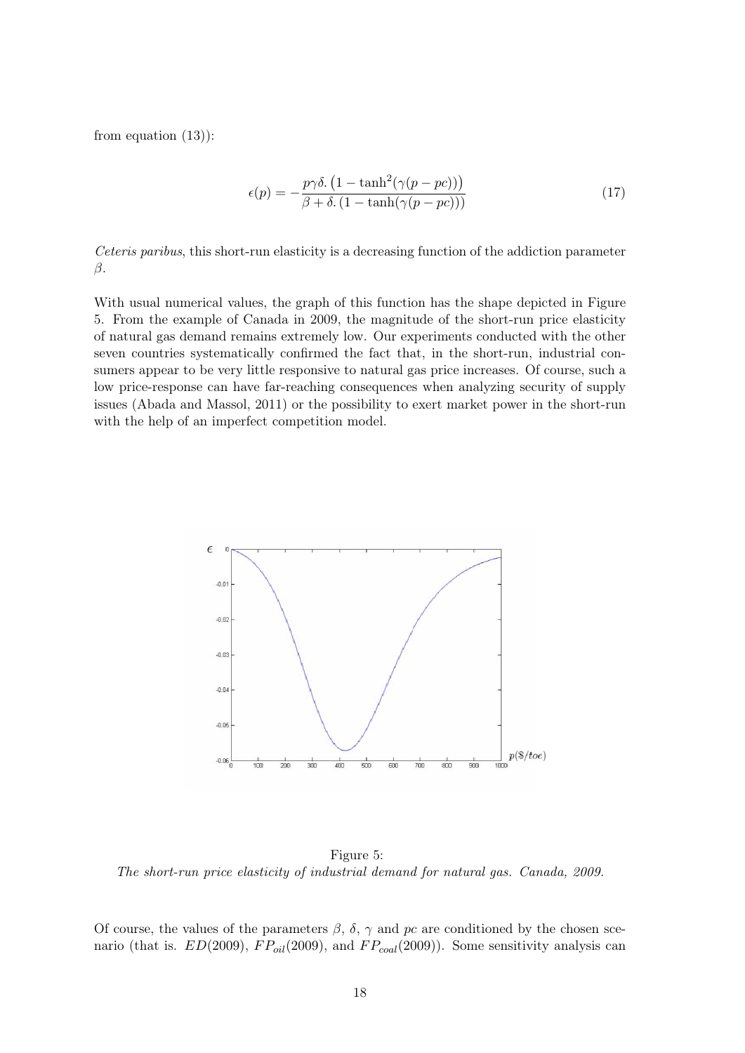from equation (13)):

$$\epsilon(p) = -\frac{p\gamma\delta.\left(1 - \tanh^2(\gamma(p - pc))\right)}{\beta + \delta.\left(1 - \tanh(\gamma(p - pc))\right)} \tag{17}$$

*Ceteris paribus*, this short-run elasticity is a decreasing function of the addiction parameter $\beta$.

With usual numerical values, the graph of this function has the shape depicted in Figure 5. From the example of Canada in 2009, the magnitude of the short-run price elasticity of natural gas demand remains extremely low. Our experiments conducted with the other seven countries systematically confirmed the fact that, in the short-run, industrial consumers appear to be very little responsive to natural gas price increases. Of course, such a low price-response can have far-reaching consequences when analyzing security of supply issues (Abada and Massol, 2011) or the possibility to exert market power in the short-run with the help of an imperfect competition model.

Figure 5:
*The short-run price elasticity of industrial demand for natural gas. Canada, 2009.*

Of course, the values of the parameters $\beta$, $\delta$, $\gamma$ and $pc$ are conditioned by the chosen scenario (that is. $ED(2009)$, $FP_{oil}(2009)$, and $FP_{coal}(2009)$). Some sensitivity analysis can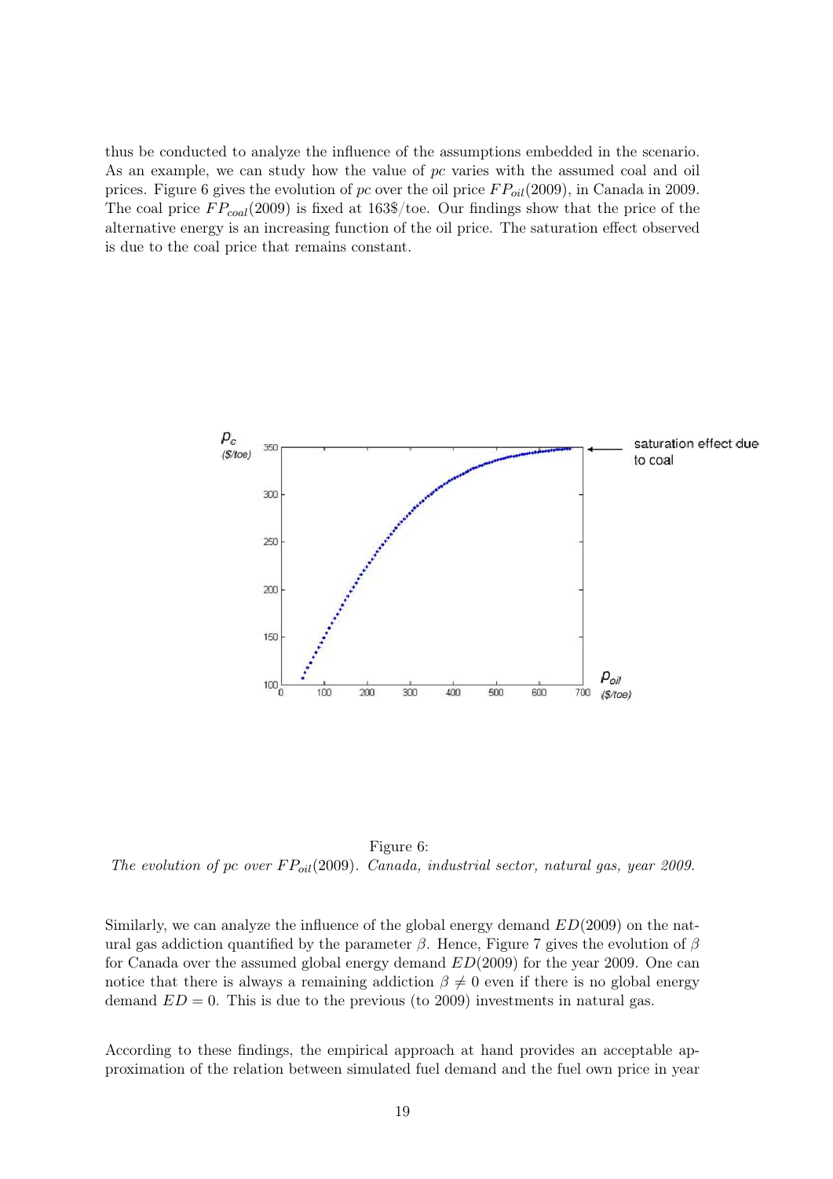thus be conducted to analyze the influence of the assumptions embedded in the scenario. As an example, we can study how the value of $pc$ varies with the assumed coal and oil prices. Figure 6 gives the evolution of $pc$ over the oil price $FP_{oil}(2009)$, in Canada in 2009. The coal price $FP_{coal}(2009)$ is fixed at 163\$/toe. Our findings show that the price of the alternative energy is an increasing function of the oil price. The saturation effect observed is due to the coal price that remains constant.

Figure 6:
*The evolution of pc over $FP_{oil}(2009)$. Canada, industrial sector, natural gas, year 2009.*

Similarly, we can analyze the influence of the global energy demand $ED(2009)$ on the natural gas addiction quantified by the parameter $\beta$. Hence, Figure 7 gives the evolution of $\beta$ for Canada over the assumed global energy demand $ED(2009)$ for the year 2009. One can notice that there is always a remaining addiction $\beta \neq 0$ even if there is no global energy demand $ED = 0$. This is due to the previous (to 2009) investments in natural gas.

According to these findings, the empirical approach at hand provides an acceptable approximation of the relation between simulated fuel demand and the fuel own price in year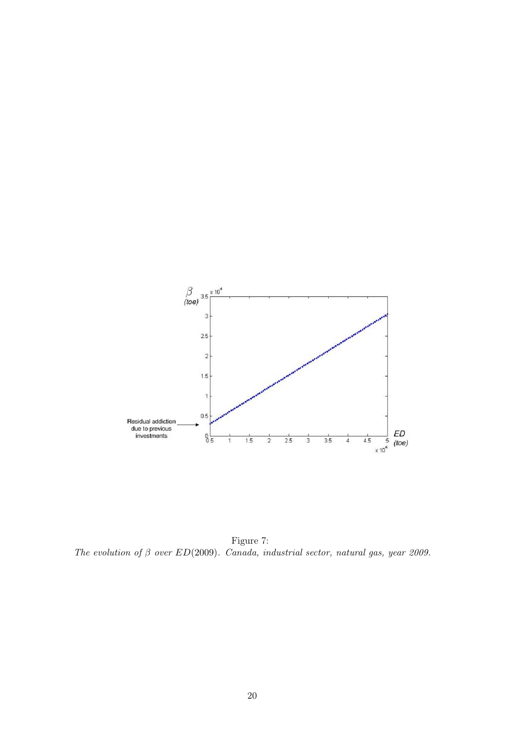Figure 7:
*The evolution of $\beta$ over $ED(2009)$. Canada, industrial sector, natural gas, year 2009.*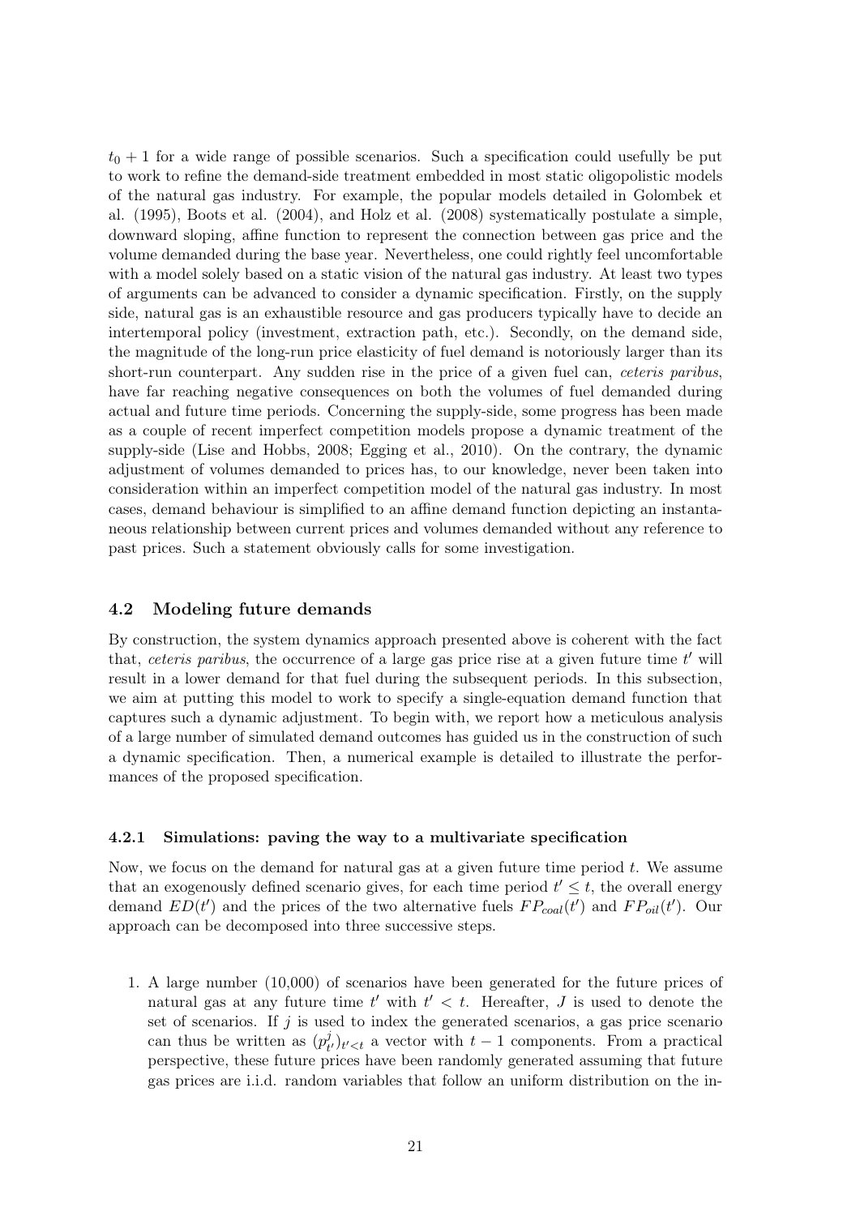$t_0 + 1$ for a wide range of possible scenarios. Such a specification could usefully be put to work to refine the demand-side treatment embedded in most static oligopolistic models of the natural gas industry. For example, the popular models detailed in Golombek et al. (1995), Boots et al. (2004), and Holz et al. (2008) systematically postulate a simple, downward sloping, affine function to represent the connection between gas price and the volume demanded during the base year. Nevertheless, one could rightly feel uncomfortable with a model solely based on a static vision of the natural gas industry. At least two types of arguments can be advanced to consider a dynamic specification. Firstly, on the supply side, natural gas is an exhaustible resource and gas producers typically have to decide an intertemporal policy (investment, extraction path, etc.). Secondly, on the demand side, the magnitude of the long-run price elasticity of fuel demand is notoriously larger than its short-run counterpart. Any sudden rise in the price of a given fuel can, *ceteris paribus*, have far reaching negative consequences on both the volumes of fuel demanded during actual and future time periods. Concerning the supply-side, some progress has been made as a couple of recent imperfect competition models propose a dynamic treatment of the supply-side (Lise and Hobbs, 2008; Egging et al., 2010). On the contrary, the dynamic adjustment of volumes demanded to prices has, to our knowledge, never been taken into consideration within an imperfect competition model of the natural gas industry. In most cases, demand behaviour is simplified to an affine demand function depicting an instantaneous relationship between current prices and volumes demanded without any reference to past prices. Such a statement obviously calls for some investigation.

### 4.2 Modeling future demands

By construction, the system dynamics approach presented above is coherent with the fact that, *ceteris paribus*, the occurrence of a large gas price rise at a given future time $t'$ will result in a lower demand for that fuel during the subsequent periods. In this subsection, we aim at putting this model to work to specify a single-equation demand function that captures such a dynamic adjustment. To begin with, we report how a meticulous analysis of a large number of simulated demand outcomes has guided us in the construction of such a dynamic specification. Then, a numerical example is detailed to illustrate the performances of the proposed specification.

#### 4.2.1 Simulations: paving the way to a multivariate specification

Now, we focus on the demand for natural gas at a given future time period $t$. We assume that an exogenously defined scenario gives, for each time period $t' \leq t$, the overall energy demand $ED(t')$ and the prices of the two alternative fuels $FP_{coal}(t')$ and $FP_{oil}(t')$. Our approach can be decomposed into three successive steps.

1. A large number (10,000) of scenarios have been generated for the future prices of natural gas at any future time $t'$ with $t' < t$. Hereafter, $J$ is used to denote the set of scenarios. If $j$ is used to index the generated scenarios, a gas price scenario can thus be written as $(p^j_{t'})_{t'<t}$ a vector with $t-1$ components. From a practical perspective, these future prices have been randomly generated assuming that future gas prices are i.i.d. random variables that follow an uniform distribution on the in-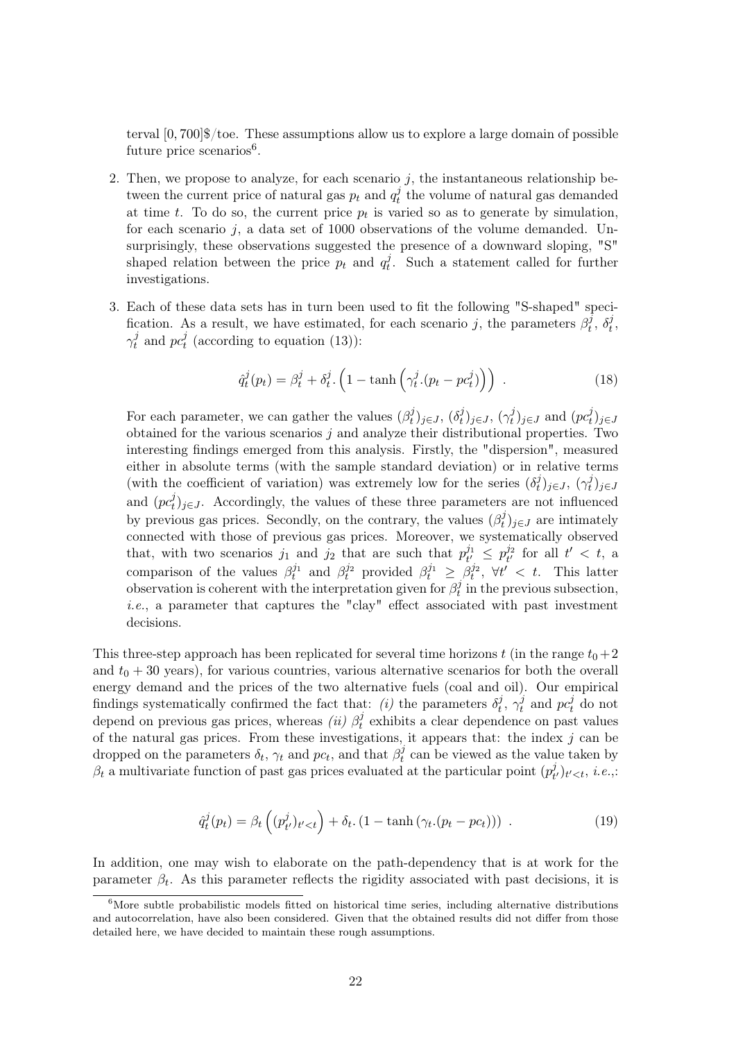terval $[0, 700]$\$/toe. These assumptions allow us to explore a large domain of possible future price scenarios[6].

2. Then, we propose to analyze, for each scenario $j$, the instantaneous relationship between the current price of natural gas $p_t$ and $q_t^j$ the volume of natural gas demanded at time $t$. To do so, the current price $p_t$ is varied so as to generate by simulation, for each scenario $j$, a data set of 1000 observations of the volume demanded. Unsurprisingly, these observations suggested the presence of a downward sloping, "S" shaped relation between the price $p_t$ and $q_t^j$. Such a statement called for further investigations.

3. Each of these data sets has in turn been used to fit the following "S-shaped" specification. As a result, we have estimated, for each scenario $j$, the parameters $\beta_t^j$, $\delta_t^j$, $\gamma_t^j$ and $pc_t^j$ (according to equation (13)):

$$\hat{q}_t^j(p_t) = \beta_t^j + \delta_t^j . \left(1 - \tanh\left(\gamma_t^j . (p_t - pc_t^j)\right)\right) \ . \tag{18}$$

For each parameter, we can gather the values $(\beta_t^j)_{j \in J}$, $(\delta_t^j)_{j \in J}$, $(\gamma_t^j)_{j \in J}$ and $(pc_t^j)_{j \in J}$ obtained for the various scenarios $j$ and analyze their distributional properties. Two interesting findings emerged from this analysis. Firstly, the "dispersion", measured either in absolute terms (with the sample standard deviation) or in relative terms (with the coefficient of variation) was extremely low for the series $(\delta_t^j)_{j \in J}$, $(\gamma_t^j)_{j \in J}$ and $(pc_t^j)_{j \in J}$. Accordingly, the values of these three parameters are not influenced by previous gas prices. Secondly, on the contrary, the values $(\beta_t^j)_{j \in J}$ are intimately connected with those of previous gas prices. Moreover, we systematically observed that, with two scenarios $j_1$ and $j_2$ that are such that $p_{t'}^{j_1} \leq p_{t'}^{j_2}$ for all $t' < t$, a comparison of the values $\beta_t^{j_1}$ and $\beta_t^{j_2}$ provided $\beta_t^{j_1} \geq \beta_t^{j_2}$, $\forall t' < t$. This latter observation is coherent with the interpretation given for $\beta_t^j$ in the previous subsection, *i.e.*, a parameter that captures the "clay" effect associated with past investment decisions.

This three-step approach has been replicated for several time horizons $t$ (in the range $t_0 + 2$ and $t_0 + 30$ years), for various countries, various alternative scenarios for both the overall energy demand and the prices of the two alternative fuels (coal and oil). Our empirical findings systematically confirmed the fact that: *(i)* the parameters $\delta_t^j$, $\gamma_t^j$ and $pc_t^j$ do not depend on previous gas prices, whereas *(ii)* $\beta_t^j$ exhibits a clear dependence on past values of the natural gas prices. From these investigations, it appears that: the index $j$ can be dropped on the parameters $\delta_t$, $\gamma_t$ and $pc_t$, and that $\beta_t^j$ can be viewed as the value taken by $\beta_t$ a multivariate function of past gas prices evaluated at the particular point $(p_{t'}^j)_{t' < t}$, *i.e.*,:

$$\hat{q}_t^j(p_t) = \beta_t\left((p_{t'}^j)_{t'<t}\right) + \delta_t . \left(1 - \tanh\left(\gamma_t . (p_t - pc_t)\right)\right) \ . \tag{19}$$

In addition, one may wish to elaborate on the path-dependency that is at work for the parameter $\beta_t$. As this parameter reflects the rigidity associated with past decisions, it is

[6] More subtle probabilistic models fitted on historical time series, including alternative distributions and autocorrelation, have also been considered. Given that the obtained results did not differ from those detailed here, we have decided to maintain these rough assumptions.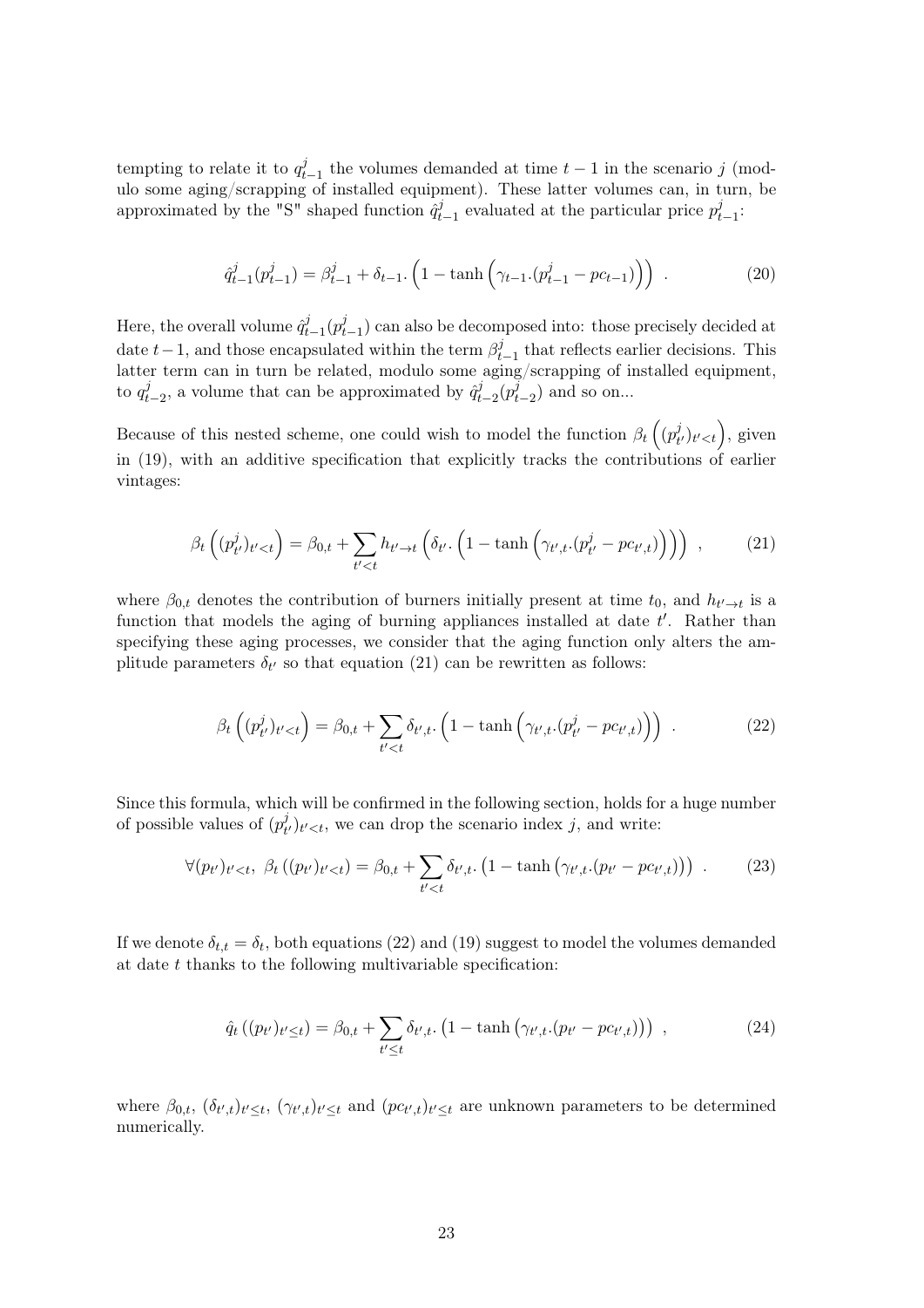tempting to relate it to $q^j_{t-1}$ the volumes demanded at time $t-1$ in the scenario $j$ (modulo some aging/scrapping of installed equipment). These latter volumes can, in turn, be approximated by the "S" shaped function $\hat{q}^j_{t-1}$ evaluated at the particular price $p^j_{t-1}$:

$$\hat{q}^j_{t-1}(p^j_{t-1}) = \beta^j_{t-1} + \delta_{t-1}.\left(1 - \tanh\left(\gamma_{t-1}.(p^j_{t-1} - pc_{t-1})\right)\right) \ . \tag{20}$$

Here, the overall volume $\hat{q}^j_{t-1}(p^j_{t-1})$ can also be decomposed into: those precisely decided at date $t-1$, and those encapsulated within the term $\beta^j_{t-1}$ that reflects earlier decisions. This latter term can in turn be related, modulo some aging/scrapping of installed equipment, to $q^j_{t-2}$, a volume that can be approximated by $\hat{q}^j_{t-2}(p^j_{t-2})$ and so on...

Because of this nested scheme, one could wish to model the function $\beta_t\left((p^j_{t'})_{t'<t}\right)$, given in (19), with an additive specification that explicitly tracks the contributions of earlier vintages:

$$\beta_t\left((p^j_{t'})_{t'<t}\right) = \beta_{0,t} + \sum_{t'<t} h_{t'\to t}\left(\delta_{t'}.\left(1 - \tanh\left(\gamma_{t',t}.(p^j_{t'} - pc_{t',t})\right)\right)\right) \ , \tag{21}$$

where $\beta_{0,t}$ denotes the contribution of burners initially present at time $t_0$, and $h_{t'\to t}$ is a function that models the aging of burning appliances installed at date $t'$. Rather than specifying these aging processes, we consider that the aging function only alters the amplitude parameters $\delta_{t'}$ so that equation (21) can be rewritten as follows:

$$\beta_t\left((p^j_{t'})_{t'<t}\right) = \beta_{0,t} + \sum_{t'<t} \delta_{t',t}.\left(1 - \tanh\left(\gamma_{t',t}.(p^j_{t'} - pc_{t',t})\right)\right) \ . \tag{22}$$

Since this formula, which will be confirmed in the following section, holds for a huge number of possible values of $(p^j_{t'})_{t'<t}$, we can drop the scenario index $j$, and write:

$$\forall (p_{t'})_{t'<t},\ \beta_t\left((p_{t'})_{t'<t}\right) = \beta_{0,t} + \sum_{t'<t} \delta_{t',t}.\left(1 - \tanh\left(\gamma_{t',t}.(p_{t'} - pc_{t',t})\right)\right) \ . \tag{23}$$

If we denote $\delta_{t,t} = \delta_t$, both equations (22) and (19) suggest to model the volumes demanded at date $t$ thanks to the following multivariable specification:

$$\hat{q}_t\left((p_{t'})_{t'\le t}\right) = \beta_{0,t} + \sum_{t'\le t} \delta_{t',t}.\left(1 - \tanh\left(\gamma_{t',t}.(p_{t'} - pc_{t',t})\right)\right) \ , \tag{24}$$

where $\beta_{0,t}$, $(\delta_{t',t})_{t'\le t}$, $(\gamma_{t',t})_{t'\le t}$ and $(pc_{t',t})_{t'\le t}$ are unknown parameters to be determined numerically.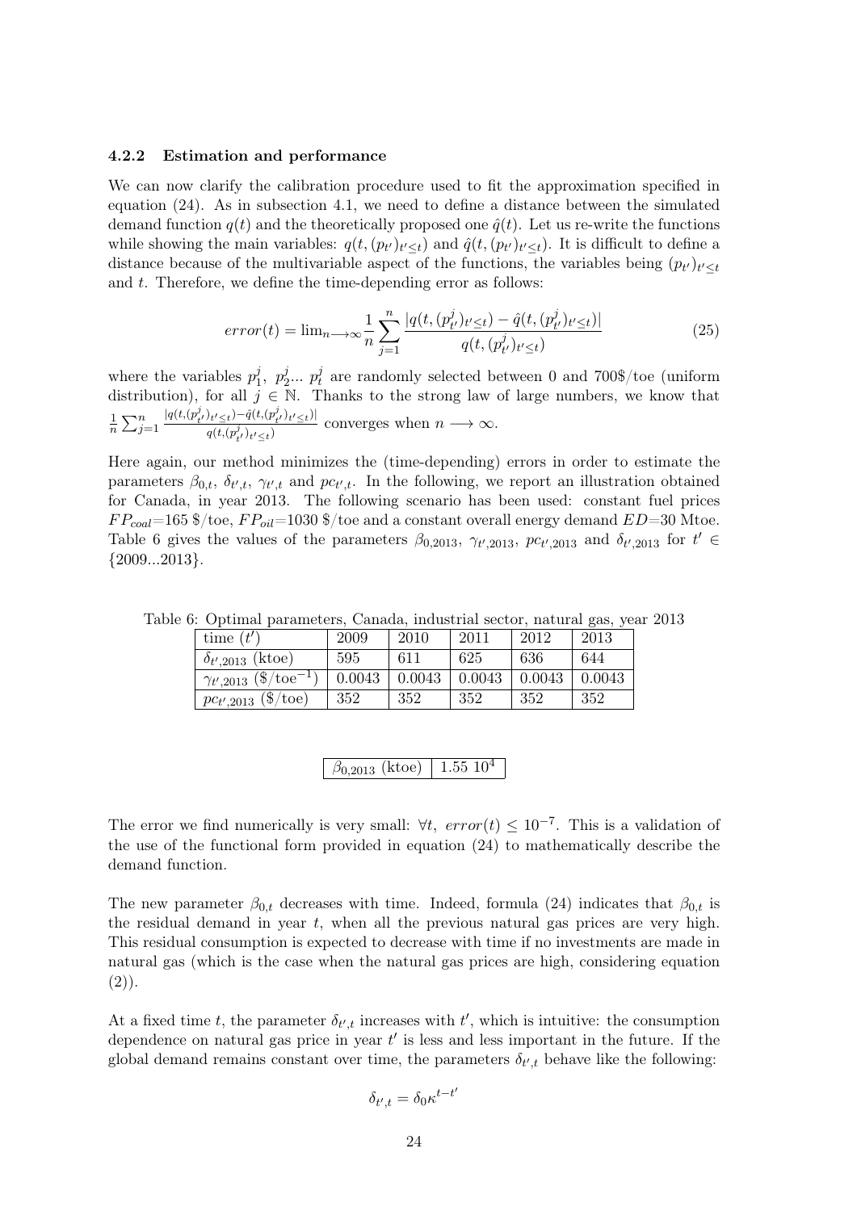### 4.2.2 Estimation and performance

We can now clarify the calibration procedure used to fit the approximation specified in equation (24). As in subsection 4.1, we need to define a distance between the simulated demand function $q(t)$ and the theoretically proposed one $\hat{q}(t)$. Let us re-write the functions while showing the main variables: $q(t, (p_{t'})_{t' \leq t})$ and $\hat{q}(t, (p_{t'})_{t' \leq t})$. It is difficult to define a distance because of the multivariable aspect of the functions, the variables being $(p_{t'})_{t' \leq t}$ and $t$. Therefore, we define the time-depending error as follows:

$$error(t) = \lim_{n \longrightarrow \infty} \frac{1}{n} \sum_{j=1}^{n} \frac{|q(t, (p^j_{t'})_{t' \leq t}) - \hat{q}(t, (p^j_{t'})_{t' \leq t})|}{q(t, (p^j_{t'})_{t' \leq t})} \tag{25}$$

where the variables $p^j_1$, $p^j_2$... $p^j_t$ are randomly selected between 0 and 700\$/toe (uniform distribution), for all $j \in \mathbb{N}$. Thanks to the strong law of large numbers, we know that $\frac{1}{n} \sum_{j=1}^{n} \frac{|q(t,(p^j_{t'})_{t' \leq t}) - \hat{q}(t,(p^j_{t'})_{t' \leq t})|}{q(t,(p^j_{t'})_{t' \leq t})}$ converges when $n \longrightarrow \infty$.

Here again, our method minimizes the (time-depending) errors in order to estimate the parameters $\beta_{0,t}$, $\delta_{t',t}$, $\gamma_{t',t}$ and $pc_{t',t}$. In the following, we report an illustration obtained for Canada, in year 2013. The following scenario has been used: constant fuel prices $FP_{coal}$=165 \$/toe, $FP_{oil}$=1030 \$/toe and a constant overall energy demand $ED$=30 Mtoe. Table 6 gives the values of the parameters $\beta_{0,2013}$, $\gamma_{t',2013}$, $pc_{t',2013}$ and $\delta_{t',2013}$ for $t' \in \{2009...2013\}$.

Table 6: Optimal parameters, Canada, industrial sector, natural gas, year 2013

| time ($t'$) | 2009 | 2010 | 2011 | 2012 | 2013 |
|---|---|---|---|---|---|
| $\delta_{t',2013}$ (ktoe) | 595 | 611 | 625 | 636 | 644 |
| $\gamma_{t',2013}$ (\$/toe$^{-1}$) | 0.0043 | 0.0043 | 0.0043 | 0.0043 | 0.0043 |
| $pc_{t',2013}$ (\$/toe) | 352 | 352 | 352 | 352 | 352 |

| $\beta_{0,2013}$ (ktoe) | $1.55\ 10^4$ |
|---|---|

The error we find numerically is very small: $\forall t,\ error(t) \leq 10^{-7}$. This is a validation of the use of the functional form provided in equation (24) to mathematically describe the demand function.

The new parameter $\beta_{0,t}$ decreases with time. Indeed, formula (24) indicates that $\beta_{0,t}$ is the residual demand in year $t$, when all the previous natural gas prices are very high. This residual consumption is expected to decrease with time if no investments are made in natural gas (which is the case when the natural gas prices are high, considering equation (2)).

At a fixed time $t$, the parameter $\delta_{t',t}$ increases with $t'$, which is intuitive: the consumption dependence on natural gas price in year $t'$ is less and less important in the future. If the global demand remains constant over time, the parameters $\delta_{t',t}$ behave like the following:

$$\delta_{t',t} = \delta_0 \kappa^{t-t'}$$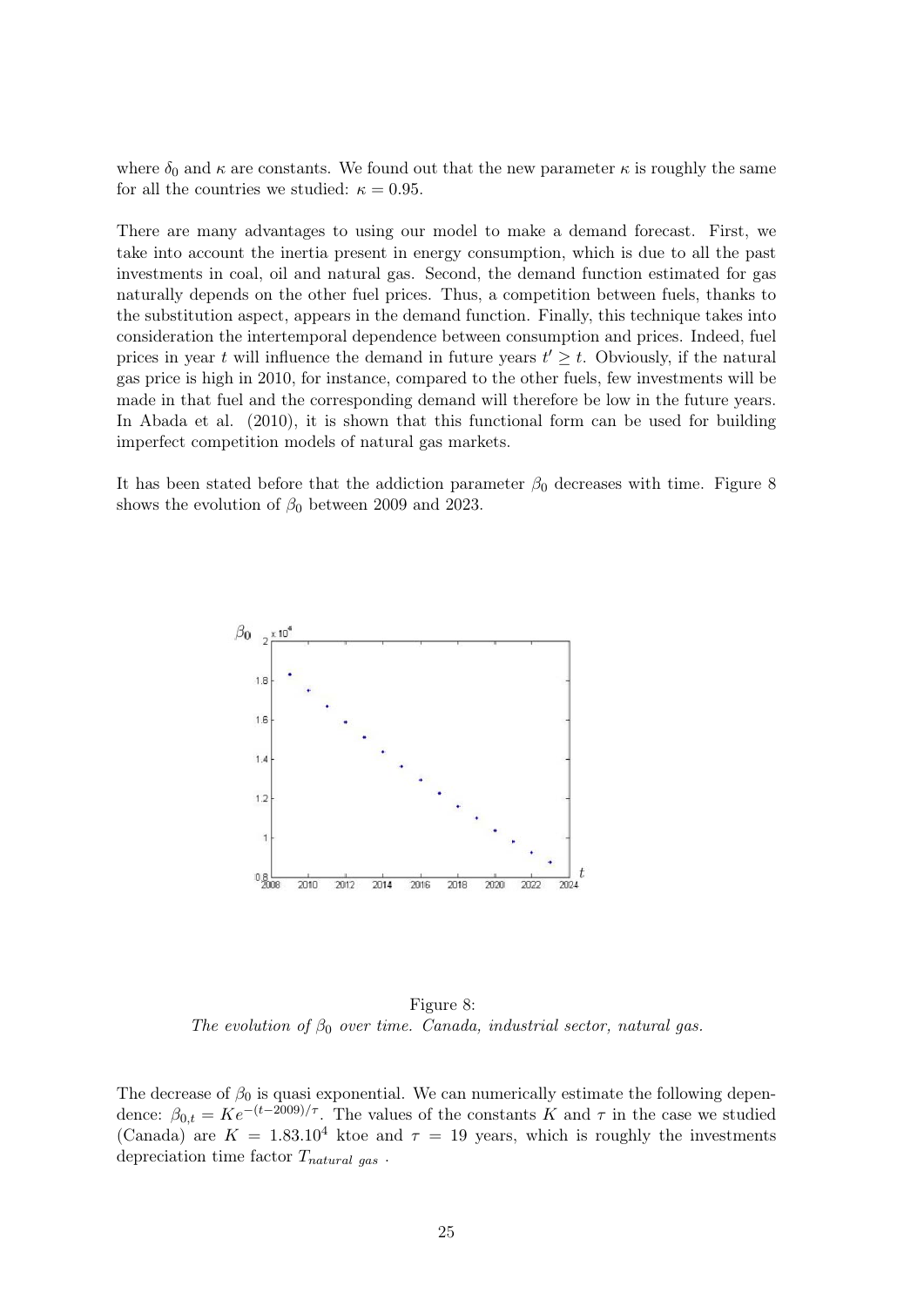where $\delta_0$ and $\kappa$ are constants. We found out that the new parameter $\kappa$ is roughly the same for all the countries we studied: $\kappa = 0.95$.

There are many advantages to using our model to make a demand forecast. First, we take into account the inertia present in energy consumption, which is due to all the past investments in coal, oil and natural gas. Second, the demand function estimated for gas naturally depends on the other fuel prices. Thus, a competition between fuels, thanks to the substitution aspect, appears in the demand function. Finally, this technique takes into consideration the intertemporal dependence between consumption and prices. Indeed, fuel prices in year $t$ will influence the demand in future years $t' \geq t$. Obviously, if the natural gas price is high in 2010, for instance, compared to the other fuels, few investments will be made in that fuel and the corresponding demand will therefore be low in the future years. In Abada et al. (2010), it is shown that this functional form can be used for building imperfect competition models of natural gas markets.

It has been stated before that the addiction parameter $\beta_0$ decreases with time. Figure 8 shows the evolution of $\beta_0$ between 2009 and 2023.

Figure 8:
*The evolution of $\beta_0$ over time. Canada, industrial sector, natural gas.*

The decrease of $\beta_0$ is quasi exponential. We can numerically estimate the following dependence: $\beta_{0,t} = Ke^{-(t-2009)/\tau}$. The values of the constants $K$ and $\tau$ in the case we studied (Canada) are $K = 1.83.10^4$ ktoe and $\tau = 19$ years, which is roughly the investments depreciation time factor $T_{natural\ gas}$ .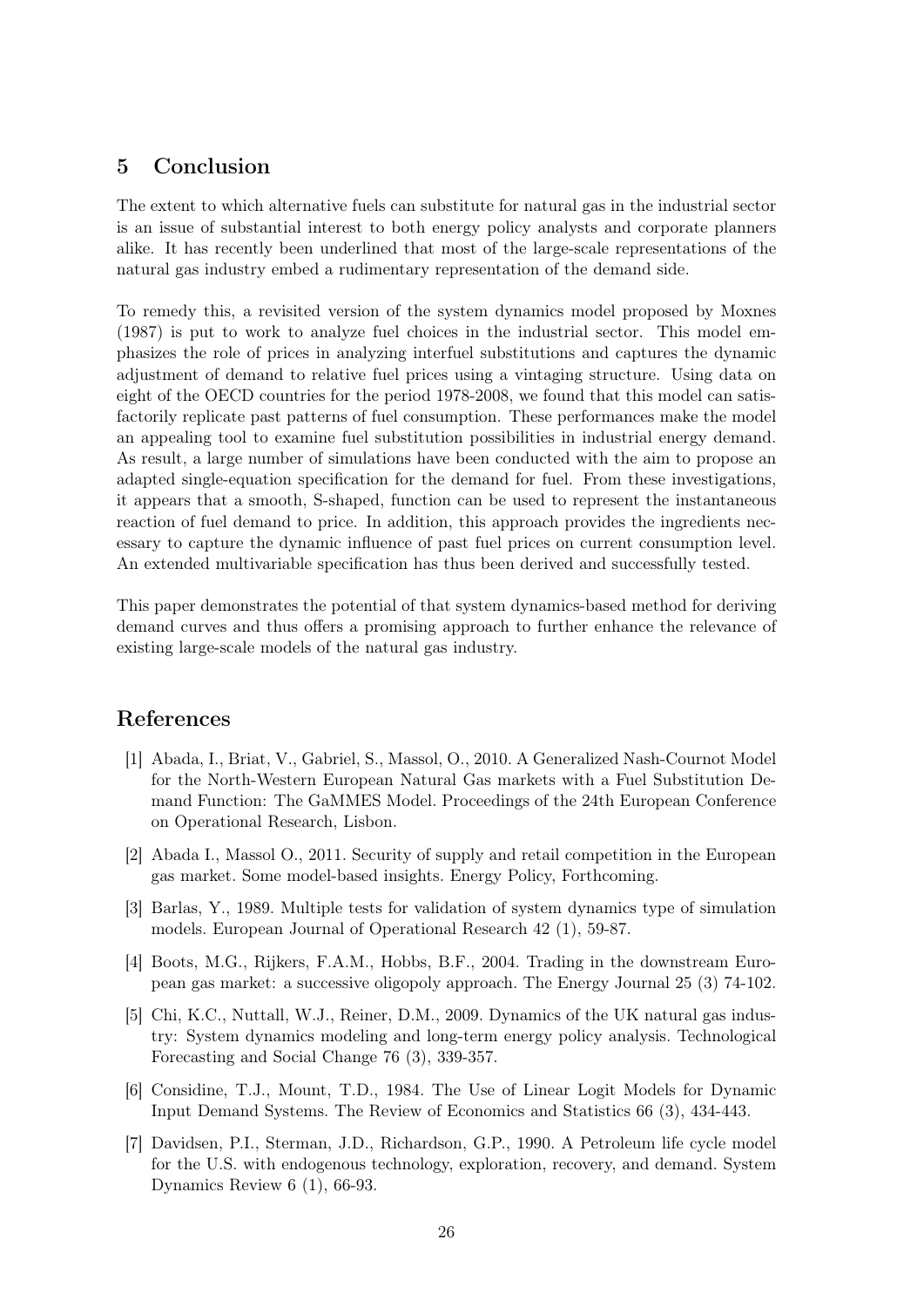## 5 Conclusion

The extent to which alternative fuels can substitute for natural gas in the industrial sector is an issue of substantial interest to both energy policy analysts and corporate planners alike. It has recently been underlined that most of the large-scale representations of the natural gas industry embed a rudimentary representation of the demand side.

To remedy this, a revisited version of the system dynamics model proposed by Moxnes (1987) is put to work to analyze fuel choices in the industrial sector. This model emphasizes the role of prices in analyzing interfuel substitutions and captures the dynamic adjustment of demand to relative fuel prices using a vintaging structure. Using data on eight of the OECD countries for the period 1978-2008, we found that this model can satisfactorily replicate past patterns of fuel consumption. These performances make the model an appealing tool to examine fuel substitution possibilities in industrial energy demand. As result, a large number of simulations have been conducted with the aim to propose an adapted single-equation specification for the demand for fuel. From these investigations, it appears that a smooth, S-shaped, function can be used to represent the instantaneous reaction of fuel demand to price. In addition, this approach provides the ingredients necessary to capture the dynamic influence of past fuel prices on current consumption level. An extended multivariable specification has thus been derived and successfully tested.

This paper demonstrates the potential of that system dynamics-based method for deriving demand curves and thus offers a promising approach to further enhance the relevance of existing large-scale models of the natural gas industry.

## References

[1] Abada, I., Briat, V., Gabriel, S., Massol, O., 2010. A Generalized Nash-Cournot Model for the North-Western European Natural Gas markets with a Fuel Substitution Demand Function: The GaMMES Model. Proceedings of the 24th European Conference on Operational Research, Lisbon.

[2] Abada I., Massol O., 2011. Security of supply and retail competition in the European gas market. Some model-based insights. Energy Policy, Forthcoming.

[3] Barlas, Y., 1989. Multiple tests for validation of system dynamics type of simulation models. European Journal of Operational Research 42 (1), 59-87.

[4] Boots, M.G., Rijkers, F.A.M., Hobbs, B.F., 2004. Trading in the downstream European gas market: a successive oligopoly approach. The Energy Journal 25 (3) 74-102.

[5] Chi, K.C., Nuttall, W.J., Reiner, D.M., 2009. Dynamics of the UK natural gas industry: System dynamics modeling and long-term energy policy analysis. Technological Forecasting and Social Change 76 (3), 339-357.

[6] Considine, T.J., Mount, T.D., 1984. The Use of Linear Logit Models for Dynamic Input Demand Systems. The Review of Economics and Statistics 66 (3), 434-443.

[7] Davidsen, P.I., Sterman, J.D., Richardson, G.P., 1990. A Petroleum life cycle model for the U.S. with endogenous technology, exploration, recovery, and demand. System Dynamics Review 6 (1), 66-93.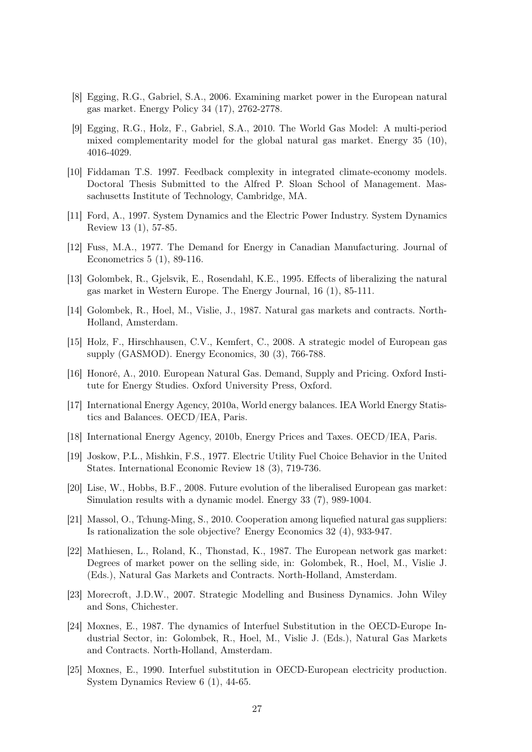[8] Egging, R.G., Gabriel, S.A., 2006. Examining market power in the European natural gas market. Energy Policy 34 (17), 2762-2778.

[9] Egging, R.G., Holz, F., Gabriel, S.A., 2010. The World Gas Model: A multi-period mixed complementarity model for the global natural gas market. Energy 35 (10), 4016-4029.

[10] Fiddaman T.S. 1997. Feedback complexity in integrated climate-economy models. Doctoral Thesis Submitted to the Alfred P. Sloan School of Management. Massachusetts Institute of Technology, Cambridge, MA.

[11] Ford, A., 1997. System Dynamics and the Electric Power Industry. System Dynamics Review 13 (1), 57-85.

[12] Fuss, M.A., 1977. The Demand for Energy in Canadian Manufacturing. Journal of Econometrics 5 (1), 89-116.

[13] Golombek, R., Gjelsvik, E., Rosendahl, K.E., 1995. Effects of liberalizing the natural gas market in Western Europe. The Energy Journal, 16 (1), 85-111.

[14] Golombek, R., Hoel, M., Vislie, J., 1987. Natural gas markets and contracts. North-Holland, Amsterdam.

[15] Holz, F., Hirschhausen, C.V., Kemfert, C., 2008. A strategic model of European gas supply (GASMOD). Energy Economics, 30 (3), 766-788.

[16] Honoré, A., 2010. European Natural Gas. Demand, Supply and Pricing. Oxford Institute for Energy Studies. Oxford University Press, Oxford.

[17] International Energy Agency, 2010a, World energy balances. IEA World Energy Statistics and Balances. OECD/IEA, Paris.

[18] International Energy Agency, 2010b, Energy Prices and Taxes. OECD/IEA, Paris.

[19] Joskow, P.L., Mishkin, F.S., 1977. Electric Utility Fuel Choice Behavior in the United States. International Economic Review 18 (3), 719-736.

[20] Lise, W., Hobbs, B.F., 2008. Future evolution of the liberalised European gas market: Simulation results with a dynamic model. Energy 33 (7), 989-1004.

[21] Massol, O., Tchung-Ming, S., 2010. Cooperation among liquefied natural gas suppliers: Is rationalization the sole objective? Energy Economics 32 (4), 933-947.

[22] Mathiesen, L., Roland, K., Thonstad, K., 1987. The European network gas market: Degrees of market power on the selling side, in: Golombek, R., Hoel, M., Vislie J. (Eds.), Natural Gas Markets and Contracts. North-Holland, Amsterdam.

[23] Morecroft, J.D.W., 2007. Strategic Modelling and Business Dynamics. John Wiley and Sons, Chichester.

[24] Moxnes, E., 1987. The dynamics of Interfuel Substitution in the OECD-Europe Industrial Sector, in: Golombek, R., Hoel, M., Vislie J. (Eds.), Natural Gas Markets and Contracts. North-Holland, Amsterdam.

[25] Moxnes, E., 1990. Interfuel substitution in OECD-European electricity production. System Dynamics Review 6 (1), 44-65.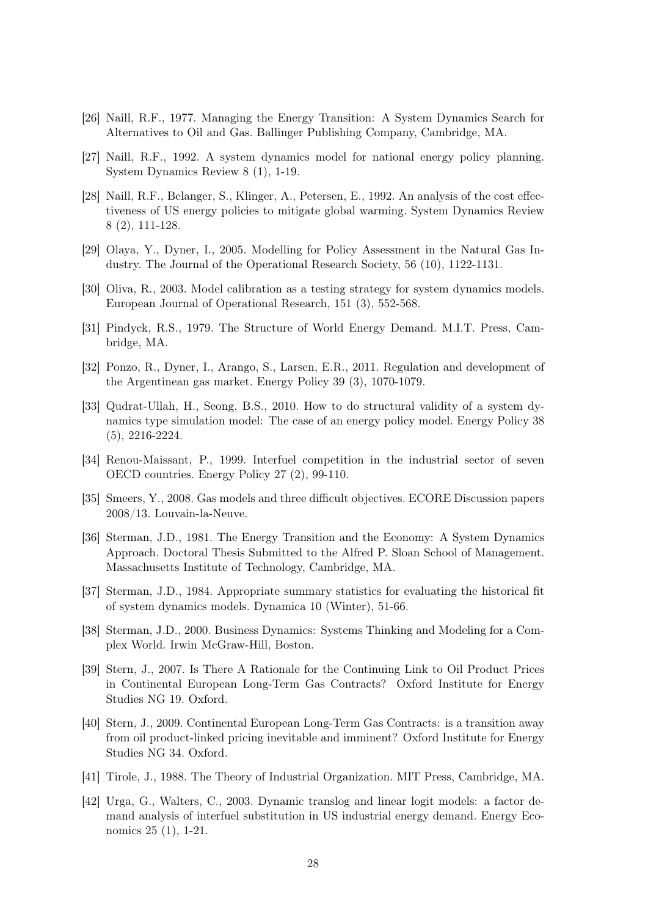[26] Naill, R.F., 1977. Managing the Energy Transition: A System Dynamics Search for Alternatives to Oil and Gas. Ballinger Publishing Company, Cambridge, MA.

[27] Naill, R.F., 1992. A system dynamics model for national energy policy planning. System Dynamics Review 8 (1), 1-19.

[28] Naill, R.F., Belanger, S., Klinger, A., Petersen, E., 1992. An analysis of the cost effectiveness of US energy policies to mitigate global warming. System Dynamics Review 8 (2), 111-128.

[29] Olaya, Y., Dyner, I., 2005. Modelling for Policy Assessment in the Natural Gas Industry. The Journal of the Operational Research Society, 56 (10), 1122-1131.

[30] Oliva, R., 2003. Model calibration as a testing strategy for system dynamics models. European Journal of Operational Research, 151 (3), 552-568.

[31] Pindyck, R.S., 1979. The Structure of World Energy Demand. M.I.T. Press, Cambridge, MA.

[32] Ponzo, R., Dyner, I., Arango, S., Larsen, E.R., 2011. Regulation and development of the Argentinean gas market. Energy Policy 39 (3), 1070-1079.

[33] Qudrat-Ullah, H., Seong, B.S., 2010. How to do structural validity of a system dynamics type simulation model: The case of an energy policy model. Energy Policy 38 (5), 2216-2224.

[34] Renou-Maissant, P., 1999. Interfuel competition in the industrial sector of seven OECD countries. Energy Policy 27 (2), 99-110.

[35] Smeers, Y., 2008. Gas models and three difficult objectives. ECORE Discussion papers 2008/13. Louvain-la-Neuve.

[36] Sterman, J.D., 1981. The Energy Transition and the Economy: A System Dynamics Approach. Doctoral Thesis Submitted to the Alfred P. Sloan School of Management. Massachusetts Institute of Technology, Cambridge, MA.

[37] Sterman, J.D., 1984. Appropriate summary statistics for evaluating the historical fit of system dynamics models. Dynamica 10 (Winter), 51-66.

[38] Sterman, J.D., 2000. Business Dynamics: Systems Thinking and Modeling for a Complex World. Irwin McGraw-Hill, Boston.

[39] Stern, J., 2007. Is There A Rationale for the Continuing Link to Oil Product Prices in Continental European Long-Term Gas Contracts? Oxford Institute for Energy Studies NG 19. Oxford.

[40] Stern, J., 2009. Continental European Long-Term Gas Contracts: is a transition away from oil product-linked pricing inevitable and imminent? Oxford Institute for Energy Studies NG 34. Oxford.

[41] Tirole, J., 1988. The Theory of Industrial Organization. MIT Press, Cambridge, MA.

[42] Urga, G., Walters, C., 2003. Dynamic translog and linear logit models: a factor demand analysis of interfuel substitution in US industrial energy demand. Energy Economics 25 (1), 1-21.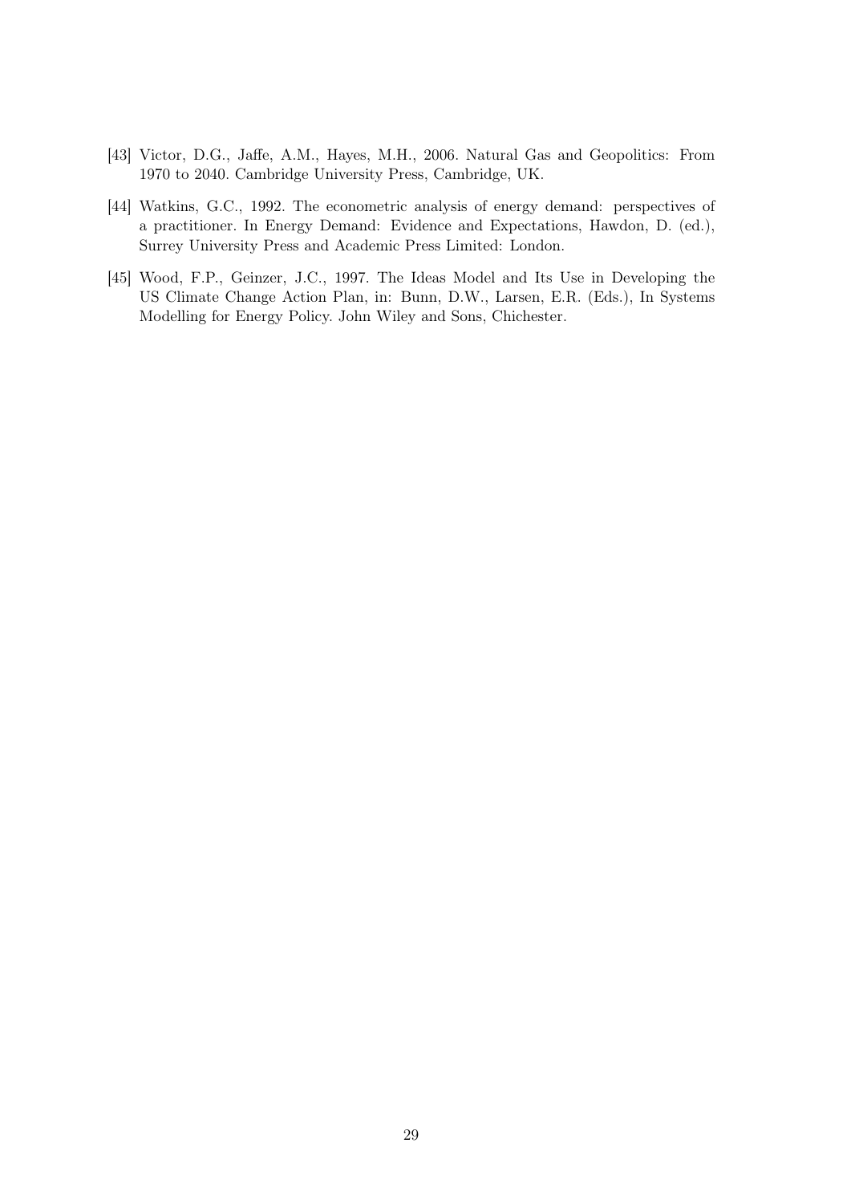[43] Victor, D.G., Jaffe, A.M., Hayes, M.H., 2006. Natural Gas and Geopolitics: From 1970 to 2040. Cambridge University Press, Cambridge, UK.

[44] Watkins, G.C., 1992. The econometric analysis of energy demand: perspectives of a practitioner. In Energy Demand: Evidence and Expectations, Hawdon, D. (ed.), Surrey University Press and Academic Press Limited: London.

[45] Wood, F.P., Geinzer, J.C., 1997. The Ideas Model and Its Use in Developing the US Climate Change Action Plan, in: Bunn, D.W., Larsen, E.R. (Eds.), In Systems Modelling for Energy Policy. John Wiley and Sons, Chichester.